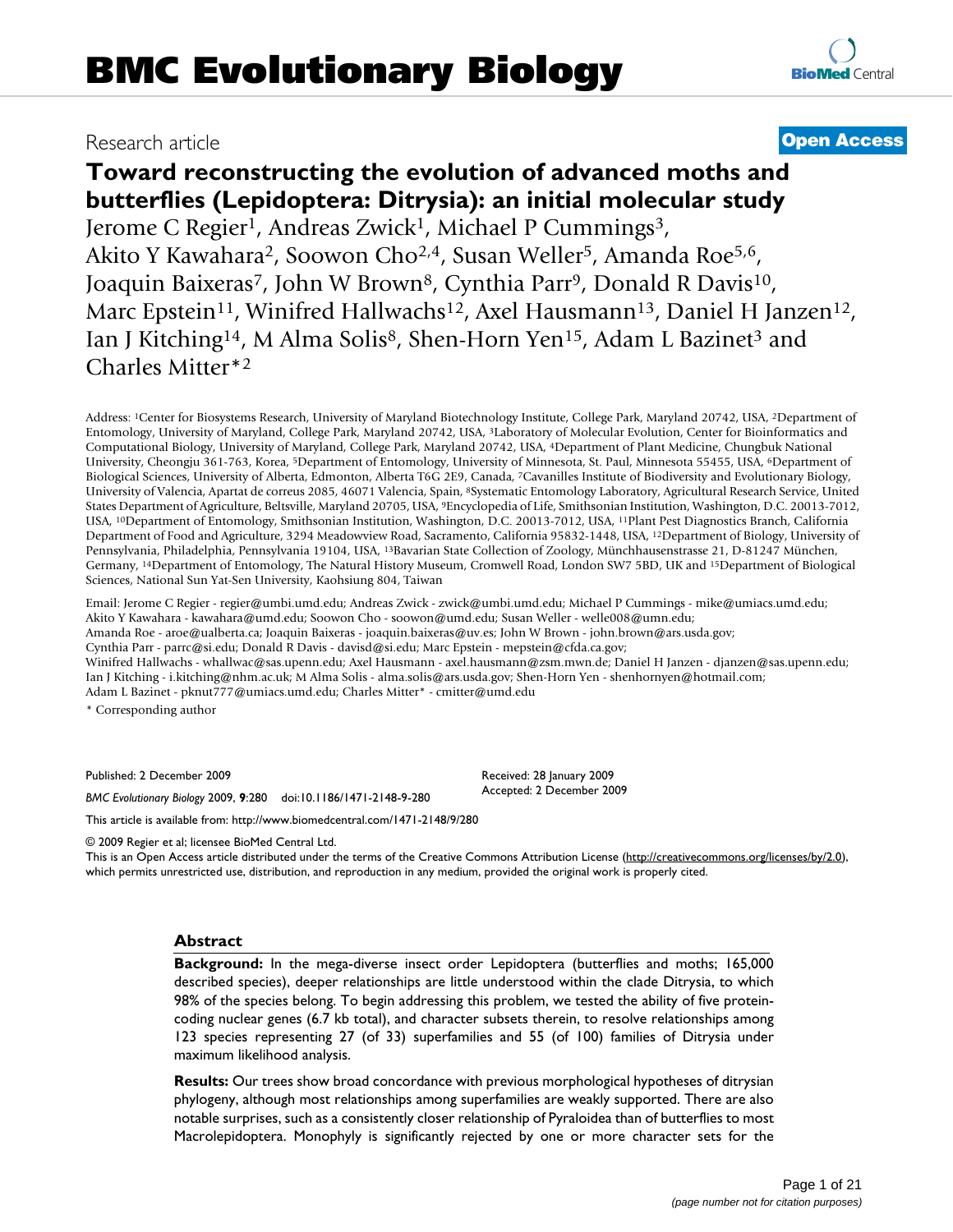# BMC Evolutionary Biology

Research article

**Open Access**

## Toward reconstructing the evolution of advanced moths and butterflies (Lepidoptera: Ditrysia): an initial molecular study

Jerome C Regier[1], Andreas Zwick[1], Michael P Cummings[3], Akito Y Kawahara[2], Soowon Cho[2,4], Susan Weller[5], Amanda Roe[5,6], Joaquin Baixeras[7], John W Brown[8], Cynthia Parr[9], Donald R Davis[10], Marc Epstein[11], Winifred Hallwachs[12], Axel Hausmann[13], Daniel H Janzen[12], Ian J Kitching[14], M Alma Solis[8], Shen-Horn Yen[15], Adam L Bazinet[3] and Charles Mitter*[2]

Address: [1]Center for Biosystems Research, University of Maryland Biotechnology Institute, College Park, Maryland 20742, USA, [2]Department of Entomology, University of Maryland, College Park, Maryland 20742, USA, [3]Laboratory of Molecular Evolution, Center for Bioinformatics and Computational Biology, University of Maryland, College Park, Maryland 20742, USA, [4]Department of Plant Medicine, Chungbuk National University, Cheongju 361-763, Korea, [5]Department of Entomology, University of Minnesota, St. Paul, Minnesota 55455, USA, [6]Department of Biological Sciences, University of Alberta, Edmonton, Alberta T6G 2E9, Canada, [7]Cavanilles Institute of Biodiversity and Evolutionary Biology, University of Valencia, Apartat de correus 2085, 46071 Valencia, Spain, [8]Systematic Entomology Laboratory, Agricultural Research Service, United States Department of Agriculture, Beltsville, Maryland 20705, USA, [9]Encyclopedia of Life, Smithsonian Institution, Washington, D.C. 20013-7012, USA, [10]Department of Entomology, Smithsonian Institution, Washington, D.C. 20013-7012, USA, [11]Plant Pest Diagnostics Branch, California Department of Food and Agriculture, 3294 Meadowview Road, Sacramento, California 95832-1448, USA, [12]Department of Biology, University of Pennsylvania, Philadelphia, Pennsylvania 19104, USA, [13]Bavarian State Collection of Zoology, Münchhausenstrasse 21, D-81247 München, Germany, [14]Department of Entomology, The Natural History Museum, Cromwell Road, London SW7 5BD, UK and [15]Department of Biological Sciences, National Sun Yat-Sen University, Kaohsiung 804, Taiwan

Email: Jerome C Regier - regier@umbi.umd.edu; Andreas Zwick - zwick@umbi.umd.edu; Michael P Cummings - mike@umiacs.umd.edu; Akito Y Kawahara - kawahara@umd.edu; Soowon Cho - soowon@umd.edu; Susan Weller - welle008@umn.edu; Amanda Roe - aroe@ualberta.ca; Joaquin Baixeras - joaquin.baixeras@uv.es; John W Brown - john.brown@ars.usda.gov; Cynthia Parr - parrc@si.edu; Donald R Davis - davisd@si.edu; Marc Epstein - mepstein@cfda.ca.gov; Winifred Hallwachs - whallwac@sas.upenn.edu; Axel Hausmann - axel.hausmann@zsm.mwn.de; Daniel H Janzen - djanzen@sas.upenn.edu; Ian J Kitching - i.kitching@nhm.ac.uk; M Alma Solis - alma.solis@ars.usda.gov; Shen-Horn Yen - shenhornyen@hotmail.com; Adam L Bazinet - pknut777@umiacs.umd.edu; Charles Mitter* - cmitter@umd.edu

\* Corresponding author

Published: 2 December 2009

*BMC Evolutionary Biology* 2009, **9**:280 doi:10.1186/1471-2148-9-280

Received: 28 January 2009
Accepted: 2 December 2009

This article is available from: http://www.biomedcentral.com/1471-2148/9/280

© 2009 Regier et al; licensee BioMed Central Ltd.
This is an Open Access article distributed under the terms of the Creative Commons Attribution License (http://creativecommons.org/licenses/by/2.0), which permits unrestricted use, distribution, and reproduction in any medium, provided the original work is properly cited.

### Abstract

**Background:** In the mega-diverse insect order Lepidoptera (butterflies and moths; 165,000 described species), deeper relationships are little understood within the clade Ditrysia, to which 98% of the species belong. To begin addressing this problem, we tested the ability of five protein-coding nuclear genes (6.7 kb total), and character subsets therein, to resolve relationships among 123 species representing 27 (of 33) superfamilies and 55 (of 100) families of Ditrysia under maximum likelihood analysis.

**Results:** Our trees show broad concordance with previous morphological hypotheses of ditrysian phylogeny, although most relationships among superfamilies are weakly supported. There are also notable surprises, such as a consistently closer relationship of Pyraloidea than of butterflies to most Macrolepidoptera. Monophyly is significantly rejected by one or more character sets for the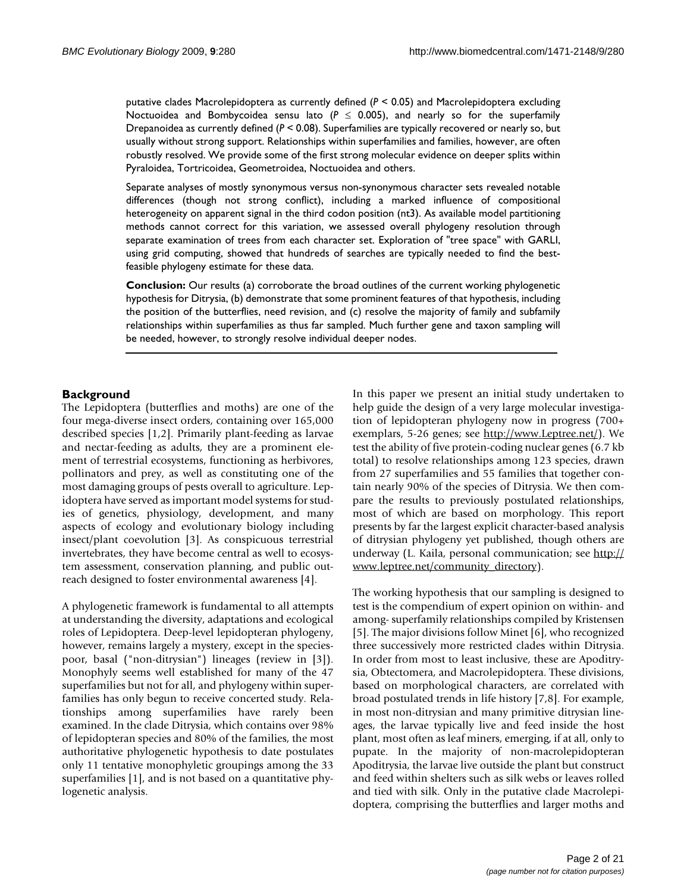putative clades Macrolepidoptera as currently defined ($P < 0.05$) and Macrolepidoptera excluding Noctuoidea and Bombycoidea sensu lato ($P \leq 0.005$), and nearly so for the superfamily Drepanoidea as currently defined ($P < 0.08$). Superfamilies are typically recovered or nearly so, but usually without strong support. Relationships within superfamilies and families, however, are often robustly resolved. We provide some of the first strong molecular evidence on deeper splits within Pyraloidea, Tortricoidea, Geometroidea, Noctuoidea and others.

Separate analyses of mostly synonymous versus non-synonymous character sets revealed notable differences (though not strong conflict), including a marked influence of compositional heterogeneity on apparent signal in the third codon position (nt3). As available model partitioning methods cannot correct for this variation, we assessed overall phylogeny resolution through separate examination of trees from each character set. Exploration of "tree space" with GARLI, using grid computing, showed that hundreds of searches are typically needed to find the best-feasible phylogeny estimate for these data.

**Conclusion:** Our results (a) corroborate the broad outlines of the current working phylogenetic hypothesis for Ditrysia, (b) demonstrate that some prominent features of that hypothesis, including the position of the butterflies, need revision, and (c) resolve the majority of family and subfamily relationships within superfamilies as thus far sampled. Much further gene and taxon sampling will be needed, however, to strongly resolve individual deeper nodes.

## Background

The Lepidoptera (butterflies and moths) are one of the four mega-diverse insect orders, containing over 165,000 described species [1,2]. Primarily plant-feeding as larvae and nectar-feeding as adults, they are a prominent element of terrestrial ecosystems, functioning as herbivores, pollinators and prey, as well as constituting one of the most damaging groups of pests overall to agriculture. Lepidoptera have served as important model systems for studies of genetics, physiology, development, and many aspects of ecology and evolutionary biology including insect/plant coevolution [3]. As conspicuous terrestrial invertebrates, they have become central as well to ecosystem assessment, conservation planning, and public outreach designed to foster environmental awareness [4].

A phylogenetic framework is fundamental to all attempts at understanding the diversity, adaptations and ecological roles of Lepidoptera. Deep-level lepidopteran phylogeny, however, remains largely a mystery, except in the species-poor, basal ("non-ditrysian") lineages (review in [3]). Monophyly seems well established for many of the 47 superfamilies but not for all, and phylogeny within superfamilies has only begun to receive concerted study. Relationships among superfamilies have rarely been examined. In the clade Ditrysia, which contains over 98% of lepidopteran species and 80% of the families, the most authoritative phylogenetic hypothesis to date postulates only 11 tentative monophyletic groupings among the 33 superfamilies [1], and is not based on a quantitative phylogenetic analysis.

In this paper we present an initial study undertaken to help guide the design of a very large molecular investigation of lepidopteran phylogeny now in progress (700+ exemplars, 5-26 genes; see http://www.Leptree.net/). We test the ability of five protein-coding nuclear genes (6.7 kb total) to resolve relationships among 123 species, drawn from 27 superfamilies and 55 families that together contain nearly 90% of the species of Ditrysia. We then compare the results to previously postulated relationships, most of which are based on morphology. This report presents by far the largest explicit character-based analysis of ditrysian phylogeny yet published, though others are underway (L. Kaila, personal communication; see http://www.leptree.net/community_directory).

The working hypothesis that our sampling is designed to test is the compendium of expert opinion on within- and among- superfamily relationships compiled by Kristensen [5]. The major divisions follow Minet [6], who recognized three successively more restricted clades within Ditrysia. In order from most to least inclusive, these are Apoditrysia, Obtectomera, and Macrolepidoptera. These divisions, based on morphological characters, are correlated with broad postulated trends in life history [7,8]. For example, in most non-ditrysian and many primitive ditrysian lineages, the larvae typically live and feed inside the host plant, most often as leaf miners, emerging, if at all, only to pupate. In the majority of non-macrolepidopteran Apoditrysia, the larvae live outside the plant but construct and feed within shelters such as silk webs or leaves rolled and tied with silk. Only in the putative clade Macrolepidoptera, comprising the butterflies and larger moths and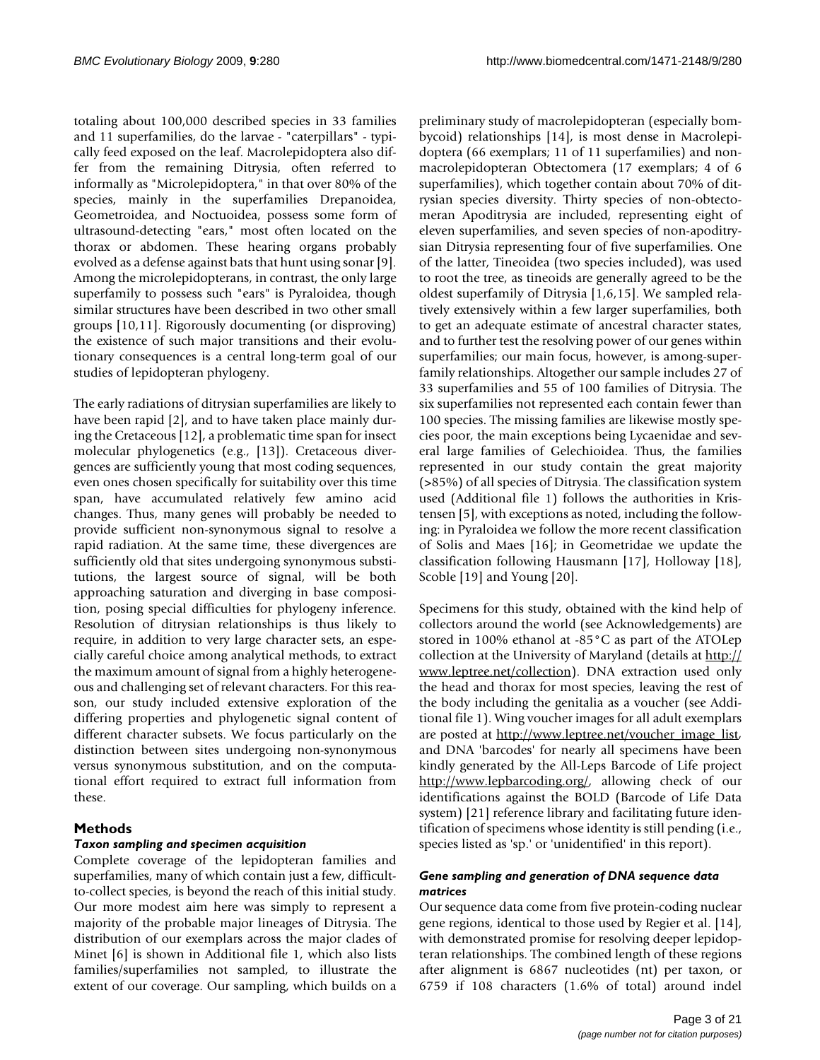totaling about 100,000 described species in 33 families and 11 superfamilies, do the larvae - "caterpillars" - typically feed exposed on the leaf. Macrolepidoptera also differ from the remaining Ditrysia, often referred to informally as "Microlepidoptera," in that over 80% of the species, mainly in the superfamilies Drepanoidea, Geometroidea, and Noctuoidea, possess some form of ultrasound-detecting "ears," most often located on the thorax or abdomen. These hearing organs probably evolved as a defense against bats that hunt using sonar [9]. Among the microlepidopterans, in contrast, the only large superfamily to possess such "ears" is Pyraloidea, though similar structures have been described in two other small groups [10,11]. Rigorously documenting (or disproving) the existence of such major transitions and their evolutionary consequences is a central long-term goal of our studies of lepidopteran phylogeny.

The early radiations of ditrysian superfamilies are likely to have been rapid [2], and to have taken place mainly during the Cretaceous [12], a problematic time span for insect molecular phylogenetics (e.g., [13]). Cretaceous divergences are sufficiently young that most coding sequences, even ones chosen specifically for suitability over this time span, have accumulated relatively few amino acid changes. Thus, many genes will probably be needed to provide sufficient non-synonymous signal to resolve a rapid radiation. At the same time, these divergences are sufficiently old that sites undergoing synonymous substitutions, the largest source of signal, will be both approaching saturation and diverging in base composition, posing special difficulties for phylogeny inference. Resolution of ditrysian relationships is thus likely to require, in addition to very large character sets, an especially careful choice among analytical methods, to extract the maximum amount of signal from a highly heterogeneous and challenging set of relevant characters. For this reason, our study included extensive exploration of the differing properties and phylogenetic signal content of different character subsets. We focus particularly on the distinction between sites undergoing non-synonymous versus synonymous substitution, and on the computational effort required to extract full information from these.

## Methods

### *Taxon sampling and specimen acquisition*

Complete coverage of the lepidopteran families and superfamilies, many of which contain just a few, difficult-to-collect species, is beyond the reach of this initial study. Our more modest aim here was simply to represent a majority of the probable major lineages of Ditrysia. The distribution of our exemplars across the major clades of Minet [6] is shown in Additional file 1, which also lists families/superfamilies not sampled, to illustrate the extent of our coverage. Our sampling, which builds on a preliminary study of macrolepidopteran (especially bombycoid) relationships [14], is most dense in Macrolepidoptera (66 exemplars; 11 of 11 superfamilies) and non-macrolepidopteran Obtectomera (17 exemplars; 4 of 6 superfamilies), which together contain about 70% of ditrysian species diversity. Thirty species of non-obtectomeran Apoditrysia are included, representing eight of eleven superfamilies, and seven species of non-apoditrysian Ditrysia representing four of five superfamilies. One of the latter, Tineoidea (two species included), was used to root the tree, as tineoids are generally agreed to be the oldest superfamily of Ditrysia [1,6,15]. We sampled relatively extensively within a few larger superfamilies, both to get an adequate estimate of ancestral character states, and to further test the resolving power of our genes within superfamilies; our main focus, however, is among-superfamily relationships. Altogether our sample includes 27 of 33 superfamilies and 55 of 100 families of Ditrysia. The six superfamilies not represented each contain fewer than 100 species. The missing families are likewise mostly species poor, the main exceptions being Lycaenidae and several large families of Gelechioidea. Thus, the families represented in our study contain the great majority (>85%) of all species of Ditrysia. The classification system used (Additional file 1) follows the authorities in Kristensen [5], with exceptions as noted, including the following: in Pyraloidea we follow the more recent classification of Solis and Maes [16]; in Geometridae we update the classification following Hausmann [17], Holloway [18], Scoble [19] and Young [20].

Specimens for this study, obtained with the kind help of collectors around the world (see Acknowledgements) are stored in 100% ethanol at -85°C as part of the ATOLep collection at the University of Maryland (details at http://www.leptree.net/collection). DNA extraction used only the head and thorax for most species, leaving the rest of the body including the genitalia as a voucher (see Additional file 1). Wing voucher images for all adult exemplars are posted at http://www.leptree.net/voucher_image_list, and DNA 'barcodes' for nearly all specimens have been kindly generated by the All-Leps Barcode of Life project http://www.lepbarcoding.org/, allowing check of our identifications against the BOLD (Barcode of Life Data system) [21] reference library and facilitating future identification of specimens whose identity is still pending (i.e., species listed as 'sp.' or 'unidentified' in this report).

### *Gene sampling and generation of DNA sequence data matrices*

Our sequence data come from five protein-coding nuclear gene regions, identical to those used by Regier et al. [14], with demonstrated promise for resolving deeper lepidopteran relationships. The combined length of these regions after alignment is 6867 nucleotides (nt) per taxon, or 6759 if 108 characters (1.6% of total) around indel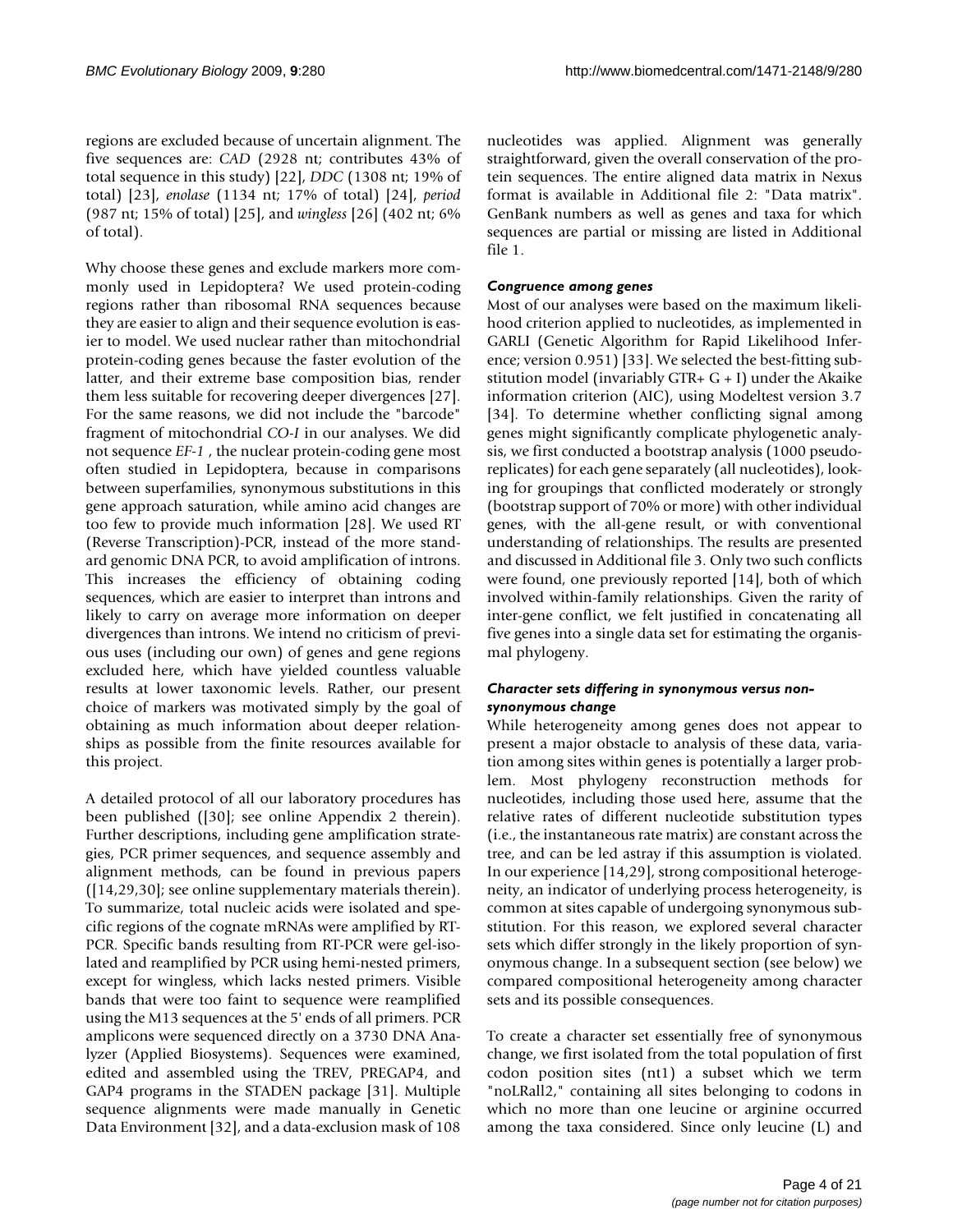regions are excluded because of uncertain alignment. The five sequences are: *CAD* (2928 nt; contributes 43% of total sequence in this study) [22], *DDC* (1308 nt; 19% of total) [23], *enolase* (1134 nt; 17% of total) [24], *period* (987 nt; 15% of total) [25], and *wingless* [26] (402 nt; 6% of total).

Why choose these genes and exclude markers more commonly used in Lepidoptera? We used protein-coding regions rather than ribosomal RNA sequences because they are easier to align and their sequence evolution is easier to model. We used nuclear rather than mitochondrial protein-coding genes because the faster evolution of the latter, and their extreme base composition bias, render them less suitable for recovering deeper divergences [27]. For the same reasons, we did not include the "barcode" fragment of mitochondrial *CO-I* in our analyses. We did not sequence *EF-1* , the nuclear protein-coding gene most often studied in Lepidoptera, because in comparisons between superfamilies, synonymous substitutions in this gene approach saturation, while amino acid changes are too few to provide much information [28]. We used RT (Reverse Transcription)-PCR, instead of the more standard genomic DNA PCR, to avoid amplification of introns. This increases the efficiency of obtaining coding sequences, which are easier to interpret than introns and likely to carry on average more information on deeper divergences than introns. We intend no criticism of previous uses (including our own) of genes and gene regions excluded here, which have yielded countless valuable results at lower taxonomic levels. Rather, our present choice of markers was motivated simply by the goal of obtaining as much information about deeper relationships as possible from the finite resources available for this project.

A detailed protocol of all our laboratory procedures has been published ([30]; see online Appendix 2 therein). Further descriptions, including gene amplification strategies, PCR primer sequences, and sequence assembly and alignment methods, can be found in previous papers ([14,29,30]; see online supplementary materials therein). To summarize, total nucleic acids were isolated and specific regions of the cognate mRNAs were amplified by RT-PCR. Specific bands resulting from RT-PCR were gel-isolated and reamplified by PCR using hemi-nested primers, except for wingless, which lacks nested primers. Visible bands that were too faint to sequence were reamplified using the M13 sequences at the 5' ends of all primers. PCR amplicons were sequenced directly on a 3730 DNA Analyzer (Applied Biosystems). Sequences were examined, edited and assembled using the TREV, PREGAP4, and GAP4 programs in the STADEN package [31]. Multiple sequence alignments were made manually in Genetic Data Environment [32], and a data-exclusion mask of 108 nucleotides was applied. Alignment was generally straightforward, given the overall conservation of the protein sequences. The entire aligned data matrix in Nexus format is available in Additional file 2: "Data matrix". GenBank numbers as well as genes and taxa for which sequences are partial or missing are listed in Additional file 1.

### *Congruence among genes*

Most of our analyses were based on the maximum likelihood criterion applied to nucleotides, as implemented in GARLI (Genetic Algorithm for Rapid Likelihood Inference; version 0.951) [33]. We selected the best-fitting substitution model (invariably GTR+ G + I) under the Akaike information criterion (AIC), using Modeltest version 3.7 [34]. To determine whether conflicting signal among genes might significantly complicate phylogenetic analysis, we first conducted a bootstrap analysis (1000 pseudoreplicates) for each gene separately (all nucleotides), looking for groupings that conflicted moderately or strongly (bootstrap support of 70% or more) with other individual genes, with the all-gene result, or with conventional understanding of relationships. The results are presented and discussed in Additional file 3. Only two such conflicts were found, one previously reported [14], both of which involved within-family relationships. Given the rarity of inter-gene conflict, we felt justified in concatenating all five genes into a single data set for estimating the organismal phylogeny.

### *Character sets differing in synonymous versus non-synonymous change*

While heterogeneity among genes does not appear to present a major obstacle to analysis of these data, variation among sites within genes is potentially a larger problem. Most phylogeny reconstruction methods for nucleotides, including those used here, assume that the relative rates of different nucleotide substitution types (i.e., the instantaneous rate matrix) are constant across the tree, and can be led astray if this assumption is violated. In our experience [14,29], strong compositional heterogeneity, an indicator of underlying process heterogeneity, is common at sites capable of undergoing synonymous substitution. For this reason, we explored several character sets which differ strongly in the likely proportion of synonymous change. In a subsequent section (see below) we compared compositional heterogeneity among character sets and its possible consequences.

To create a character set essentially free of synonymous change, we first isolated from the total population of first codon position sites (nt1) a subset which we term "noLRall2," containing all sites belonging to codons in which no more than one leucine or arginine occurred among the taxa considered. Since only leucine (L) and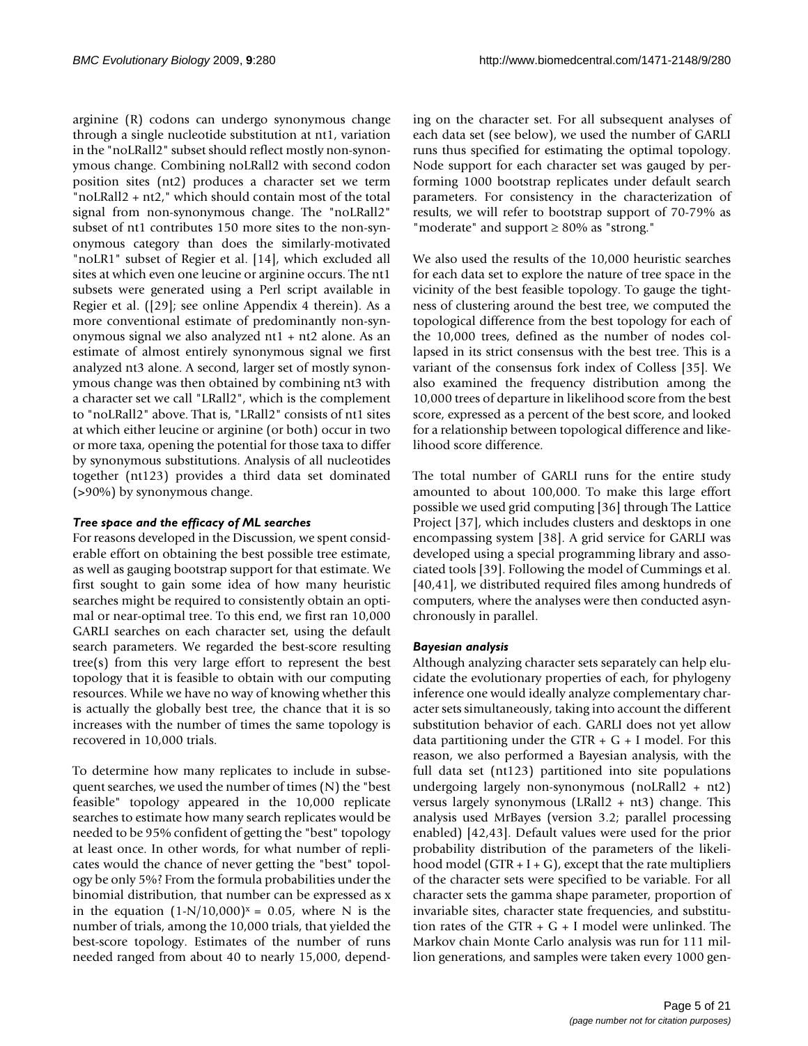arginine (R) codons can undergo synonymous change through a single nucleotide substitution at nt1, variation in the "noLRall2" subset should reflect mostly non-synonymous change. Combining noLRall2 with second codon position sites (nt2) produces a character set we term "noLRall2 + nt2," which should contain most of the total signal from non-synonymous change. The "noLRall2" subset of nt1 contributes 150 more sites to the non-synonymous category than does the similarly-motivated "noLR1" subset of Regier et al. [14], which excluded all sites at which even one leucine or arginine occurs. The nt1 subsets were generated using a Perl script available in Regier et al. ([29]; see online Appendix 4 therein). As a more conventional estimate of predominantly non-synonymous signal we also analyzed nt1 + nt2 alone. As an estimate of almost entirely synonymous signal we first analyzed nt3 alone. A second, larger set of mostly synonymous change was then obtained by combining nt3 with a character set we call "LRall2", which is the complement to "noLRall2" above. That is, "LRall2" consists of nt1 sites at which either leucine or arginine (or both) occur in two or more taxa, opening the potential for those taxa to differ by synonymous substitutions. Analysis of all nucleotides together (nt123) provides a third data set dominated (>90%) by synonymous change.

### *Tree space and the efficacy of ML searches*

For reasons developed in the Discussion, we spent considerable effort on obtaining the best possible tree estimate, as well as gauging bootstrap support for that estimate. We first sought to gain some idea of how many heuristic searches might be required to consistently obtain an optimal or near-optimal tree. To this end, we first ran 10,000 GARLI searches on each character set, using the default search parameters. We regarded the best-score resulting tree(s) from this very large effort to represent the best topology that it is feasible to obtain with our computing resources. While we have no way of knowing whether this is actually the globally best tree, the chance that it is so increases with the number of times the same topology is recovered in 10,000 trials.

To determine how many replicates to include in subsequent searches, we used the number of times (N) the "best feasible" topology appeared in the 10,000 replicate searches to estimate how many search replicates would be needed to be 95% confident of getting the "best" topology at least once. In other words, for what number of replicates would the chance of never getting the "best" topology be only 5%? From the formula probabilities under the binomial distribution, that number can be expressed as x in the equation $(1\text{-}N/10{,}000)^x = 0.05$, where N is the number of trials, among the 10,000 trials, that yielded the best-score topology. Estimates of the number of runs needed ranged from about 40 to nearly 15,000, depending on the character set. For all subsequent analyses of each data set (see below), we used the number of GARLI runs thus specified for estimating the optimal topology. Node support for each character set was gauged by performing 1000 bootstrap replicates under default search parameters. For consistency in the characterization of results, we will refer to bootstrap support of 70-79% as "moderate" and support ≥ 80% as "strong."

We also used the results of the 10,000 heuristic searches for each data set to explore the nature of tree space in the vicinity of the best feasible topology. To gauge the tightness of clustering around the best tree, we computed the topological difference from the best topology for each of the 10,000 trees, defined as the number of nodes collapsed in its strict consensus with the best tree. This is a variant of the consensus fork index of Colless [35]. We also examined the frequency distribution among the 10,000 trees of departure in likelihood score from the best score, expressed as a percent of the best score, and looked for a relationship between topological difference and likelihood score difference.

The total number of GARLI runs for the entire study amounted to about 100,000. To make this large effort possible we used grid computing [36] through The Lattice Project [37], which includes clusters and desktops in one encompassing system [38]. A grid service for GARLI was developed using a special programming library and associated tools [39]. Following the model of Cummings et al. [40,41], we distributed required files among hundreds of computers, where the analyses were then conducted asynchronously in parallel.

### *Bayesian analysis*

Although analyzing character sets separately can help elucidate the evolutionary properties of each, for phylogeny inference one would ideally analyze complementary character sets simultaneously, taking into account the different substitution behavior of each. GARLI does not yet allow data partitioning under the GTR + G + I model. For this reason, we also performed a Bayesian analysis, with the full data set (nt123) partitioned into site populations undergoing largely non-synonymous (noLRall2 + nt2) versus largely synonymous (LRall2 + nt3) change. This analysis used MrBayes (version 3.2; parallel processing enabled) [42,43]. Default values were used for the prior probability distribution of the parameters of the likelihood model (GTR + I + G), except that the rate multipliers of the character sets were specified to be variable. For all character sets the gamma shape parameter, proportion of invariable sites, character state frequencies, and substitution rates of the GTR + G + I model were unlinked. The Markov chain Monte Carlo analysis was run for 111 million generations, and samples were taken every 1000 gen-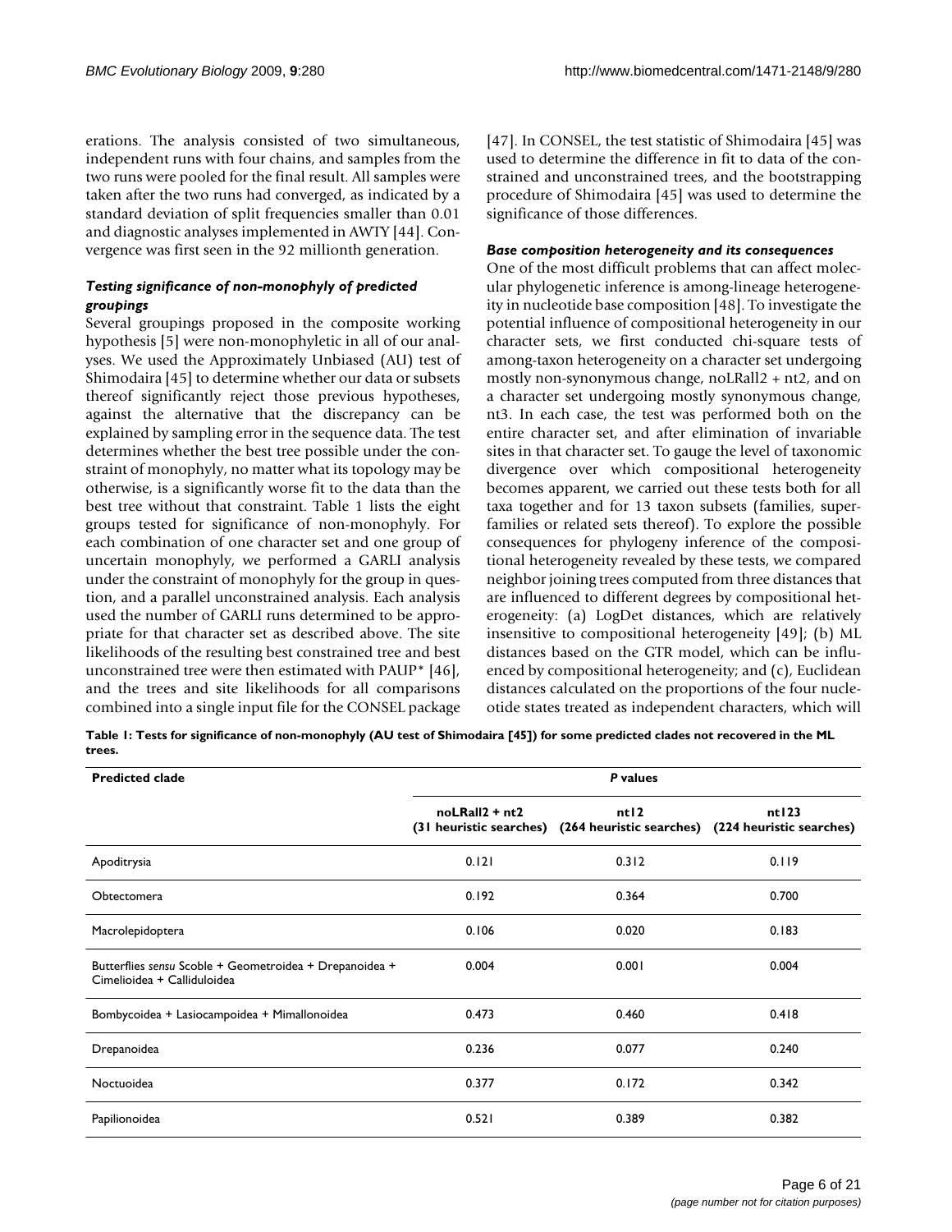erations. The analysis consisted of two simultaneous, independent runs with four chains, and samples from the two runs were pooled for the final result. All samples were taken after the two runs had converged, as indicated by a standard deviation of split frequencies smaller than 0.01 and diagnostic analyses implemented in AWTY [44]. Convergence was first seen in the 92 millionth generation.

### *Testing significance of non-monophyly of predicted groupings*

Several groupings proposed in the composite working hypothesis [5] were non-monophyletic in all of our analyses. We used the Approximately Unbiased (AU) test of Shimodaira [45] to determine whether our data or subsets thereof significantly reject those previous hypotheses, against the alternative that the discrepancy can be explained by sampling error in the sequence data. The test determines whether the best tree possible under the constraint of monophyly, no matter what its topology may be otherwise, is a significantly worse fit to the data than the best tree without that constraint. Table 1 lists the eight groups tested for significance of non-monophyly. For each combination of one character set and one group of uncertain monophyly, we performed a GARLI analysis under the constraint of monophyly for the group in question, and a parallel unconstrained analysis. Each analysis used the number of GARLI runs determined to be appropriate for that character set as described above. The site likelihoods of the resulting best constrained tree and best unconstrained tree were then estimated with PAUP* [46], and the trees and site likelihoods for all comparisons combined into a single input file for the CONSEL package [47]. In CONSEL, the test statistic of Shimodaira [45] was used to determine the difference in fit to data of the constrained and unconstrained trees, and the bootstrapping procedure of Shimodaira [45] was used to determine the significance of those differences.

### *Base composition heterogeneity and its consequences*

One of the most difficult problems that can affect molecular phylogenetic inference is among-lineage heterogeneity in nucleotide base composition [48]. To investigate the potential influence of compositional heterogeneity in our character sets, we first conducted chi-square tests of among-taxon heterogeneity on a character set undergoing mostly non-synonymous change, noLRall2 + nt2, and on a character set undergoing mostly synonymous change, nt3. In each case, the test was performed both on the entire character set, and after elimination of invariable sites in that character set. To gauge the level of taxonomic divergence over which compositional heterogeneity becomes apparent, we carried out these tests both for all taxa together and for 13 taxon subsets (families, superfamilies or related sets thereof). To explore the possible consequences for phylogeny inference of the compositional heterogeneity revealed by these tests, we compared neighbor joining trees computed from three distances that are influenced to different degrees by compositional heterogeneity: (a) LogDet distances, which are relatively insensitive to compositional heterogeneity [49]; (b) ML distances based on the GTR model, which can be influenced by compositional heterogeneity; and (c), Euclidean distances calculated on the proportions of the four nucleotide states treated as independent characters, which will

**Table 1: Tests for significance of non-monophyly (AU test of Shimodaira [45]) for some predicted clades not recovered in the ML trees.**

| Predicted clade | *P* values | | |
|---|---|---|---|
| | noLRall2 + nt2 (31 heuristic searches) | nt12 (264 heuristic searches) | nt123 (224 heuristic searches) |
| Apoditrysia | 0.121 | 0.312 | 0.119 |
| Obtectomera | 0.192 | 0.364 | 0.700 |
| Macrolepidoptera | 0.106 | 0.020 | 0.183 |
| Butterflies *sensu* Scoble + Geometroidea + Drepanoidea + Cimelioidea + Calliduloidea | 0.004 | 0.001 | 0.004 |
| Bombycoidea + Lasiocampoidea + Mimallonoidea | 0.473 | 0.460 | 0.418 |
| Drepanoidea | 0.236 | 0.077 | 0.240 |
| Noctuoidea | 0.377 | 0.172 | 0.342 |
| Papilionoidea | 0.521 | 0.389 | 0.382 |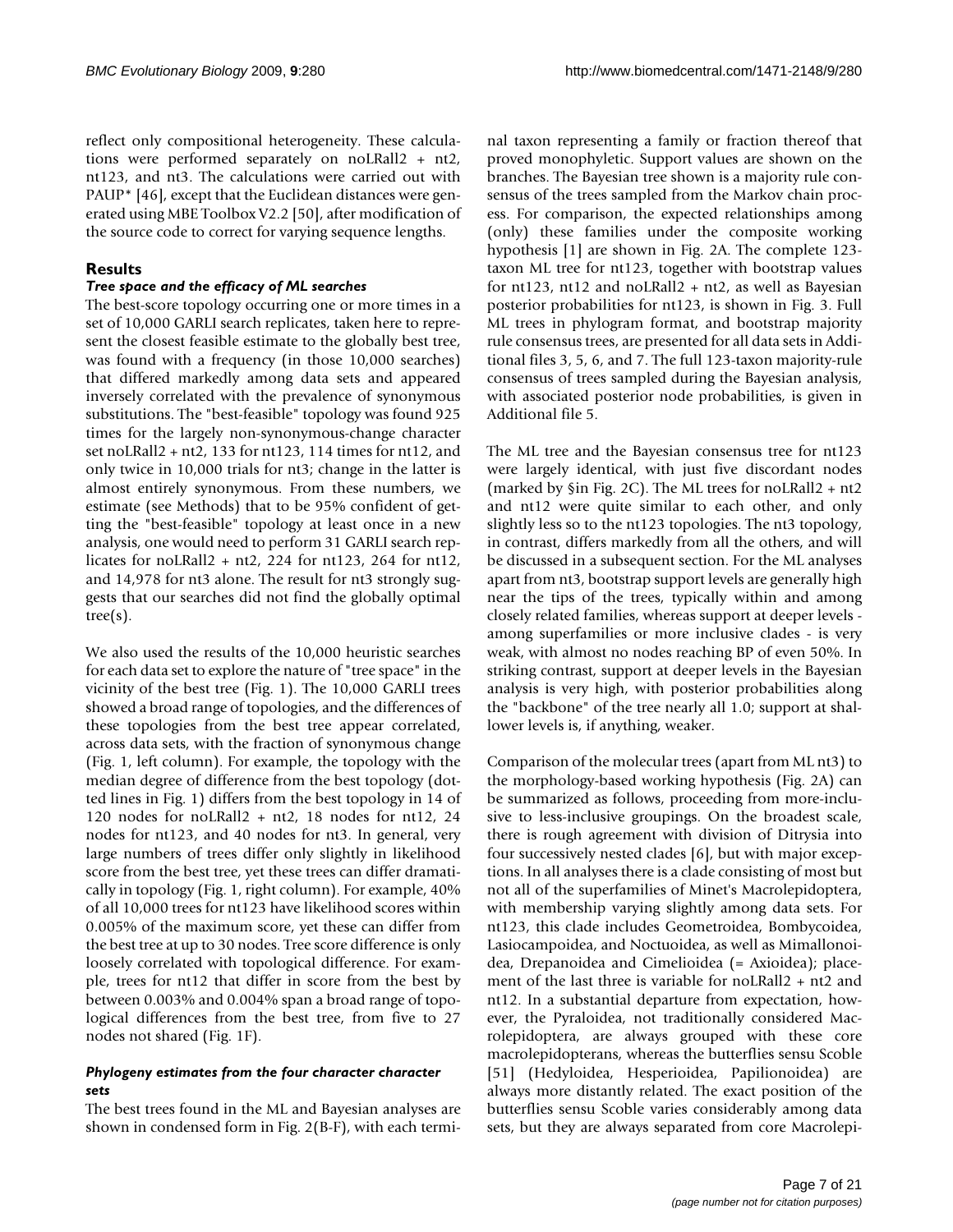reflect only compositional heterogeneity. These calculations were performed separately on noLRall2 + nt2, nt123, and nt3. The calculations were carried out with PAUP* [46], except that the Euclidean distances were generated using MBE Toolbox V2.2 [50], after modification of the source code to correct for varying sequence lengths.

## Results

### *Tree space and the efficacy of ML searches*

The best-score topology occurring one or more times in a set of 10,000 GARLI search replicates, taken here to represent the closest feasible estimate to the globally best tree, was found with a frequency (in those 10,000 searches) that differed markedly among data sets and appeared inversely correlated with the prevalence of synonymous substitutions. The "best-feasible" topology was found 925 times for the largely non-synonymous-change character set noLRall2 + nt2, 133 for nt123, 114 times for nt12, and only twice in 10,000 trials for nt3; change in the latter is almost entirely synonymous. From these numbers, we estimate (see Methods) that to be 95% confident of getting the "best-feasible" topology at least once in a new analysis, one would need to perform 31 GARLI search replicates for noLRall2 + nt2, 224 for nt123, 264 for nt12, and 14,978 for nt3 alone. The result for nt3 strongly suggests that our searches did not find the globally optimal tree(s).

We also used the results of the 10,000 heuristic searches for each data set to explore the nature of "tree space" in the vicinity of the best tree (Fig. 1). The 10,000 GARLI trees showed a broad range of topologies, and the differences of these topologies from the best tree appear correlated, across data sets, with the fraction of synonymous change (Fig. 1, left column). For example, the topology with the median degree of difference from the best topology (dotted lines in Fig. 1) differs from the best topology in 14 of 120 nodes for noLRall2 + nt2, 18 nodes for nt12, 24 nodes for nt123, and 40 nodes for nt3. In general, very large numbers of trees differ only slightly in likelihood score from the best tree, yet these trees can differ dramatically in topology (Fig. 1, right column). For example, 40% of all 10,000 trees for nt123 have likelihood scores within 0.005% of the maximum score, yet these can differ from the best tree at up to 30 nodes. Tree score difference is only loosely correlated with topological difference. For example, trees for nt12 that differ in score from the best by between 0.003% and 0.004% span a broad range of topological differences from the best tree, from five to 27 nodes not shared (Fig. 1F).

### *Phylogeny estimates from the four character character sets*

The best trees found in the ML and Bayesian analyses are shown in condensed form in Fig. 2(B-F), with each terminal taxon representing a family or fraction thereof that proved monophyletic. Support values are shown on the branches. The Bayesian tree shown is a majority rule consensus of the trees sampled from the Markov chain process. For comparison, the expected relationships among (only) these families under the composite working hypothesis [1] are shown in Fig. 2A. The complete 123-taxon ML tree for nt123, together with bootstrap values for nt123, nt12 and noLRall2 + nt2, as well as Bayesian posterior probabilities for nt123, is shown in Fig. 3. Full ML trees in phylogram format, and bootstrap majority rule consensus trees, are presented for all data sets in Additional files 3, 5, 6, and 7. The full 123-taxon majority-rule consensus of trees sampled during the Bayesian analysis, with associated posterior node probabilities, is given in Additional file 5.

The ML tree and the Bayesian consensus tree for nt123 were largely identical, with just five discordant nodes (marked by §in Fig. 2C). The ML trees for noLRall2 + nt2 and nt12 were quite similar to each other, and only slightly less so to the nt123 topologies. The nt3 topology, in contrast, differs markedly from all the others, and will be discussed in a subsequent section. For the ML analyses apart from nt3, bootstrap support levels are generally high near the tips of the trees, typically within and among closely related families, whereas support at deeper levels - among superfamilies or more inclusive clades - is very weak, with almost no nodes reaching BP of even 50%. In striking contrast, support at deeper levels in the Bayesian analysis is very high, with posterior probabilities along the "backbone" of the tree nearly all 1.0; support at shallower levels is, if anything, weaker.

Comparison of the molecular trees (apart from ML nt3) to the morphology-based working hypothesis (Fig. 2A) can be summarized as follows, proceeding from more-inclusive to less-inclusive groupings. On the broadest scale, there is rough agreement with division of Ditrysia into four successively nested clades [6], but with major exceptions. In all analyses there is a clade consisting of most but not all of the superfamilies of Minet's Macrolepidoptera, with membership varying slightly among data sets. For nt123, this clade includes Geometroidea, Bombycoidea, Lasiocampoidea, and Noctuoidea, as well as Mimallonoidea, Drepanoidea and Cimelioidea (= Axioidea); placement of the last three is variable for noLRall2 + nt2 and nt12. In a substantial departure from expectation, however, the Pyraloidea, not traditionally considered Macrolepidoptera, are always grouped with these core macrolepidopterans, whereas the butterflies sensu Scoble [51] (Hedyloidea, Hesperioidea, Papilionoidea) are always more distantly related. The exact position of the butterflies sensu Scoble varies considerably among data sets, but they are always separated from core Macrolepi-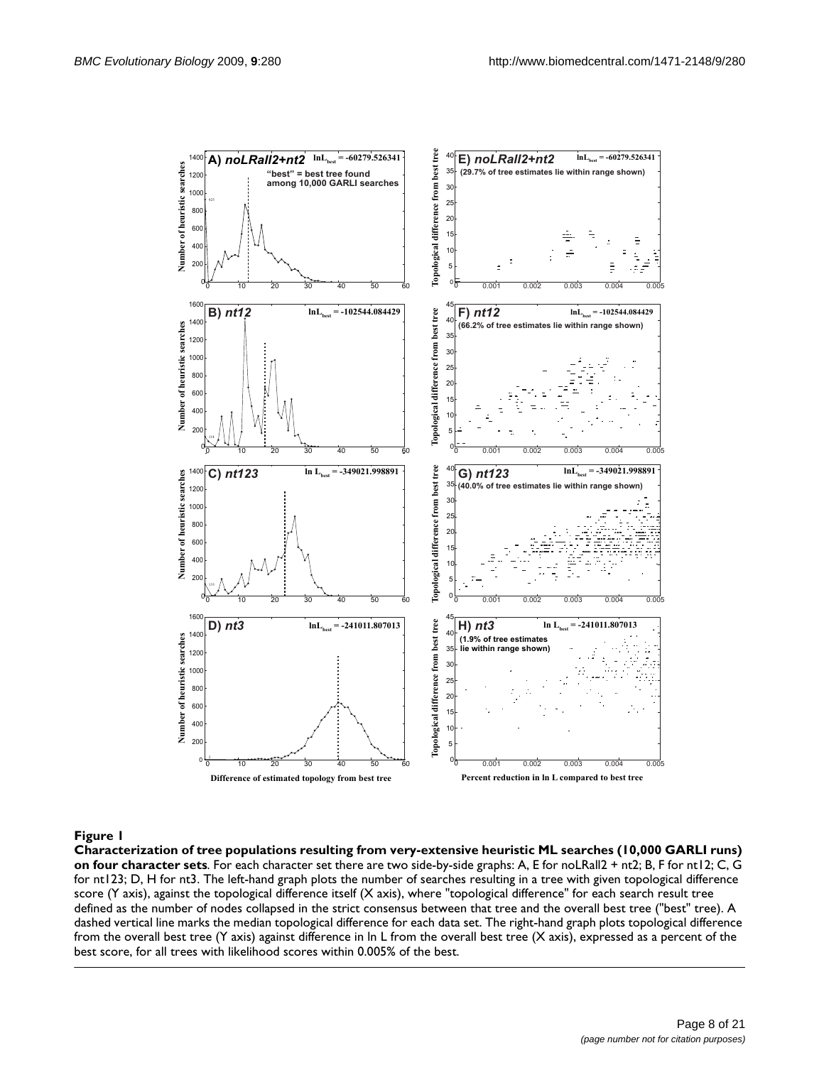**Figure 1**

**Characterization of tree populations resulting from very-extensive heuristic ML searches (10,000 GARLI runs) on four character sets**. For each character set there are two side-by-side graphs: A, E for noLRall2 + nt2; B, F for nt12; C, G for nt123; D, H for nt3. The left-hand graph plots the number of searches resulting in a tree with given topological difference score (Y axis), against the topological difference itself (X axis), where "topological difference" for each search result tree defined as the number of nodes collapsed in the strict consensus between that tree and the overall best tree ("best" tree). A dashed vertical line marks the median topological difference for each data set. The right-hand graph plots topological difference from the overall best tree (Y axis) against difference in ln L from the overall best tree (X axis), expressed as a percent of the best score, for all trees with likelihood scores within 0.005% of the best.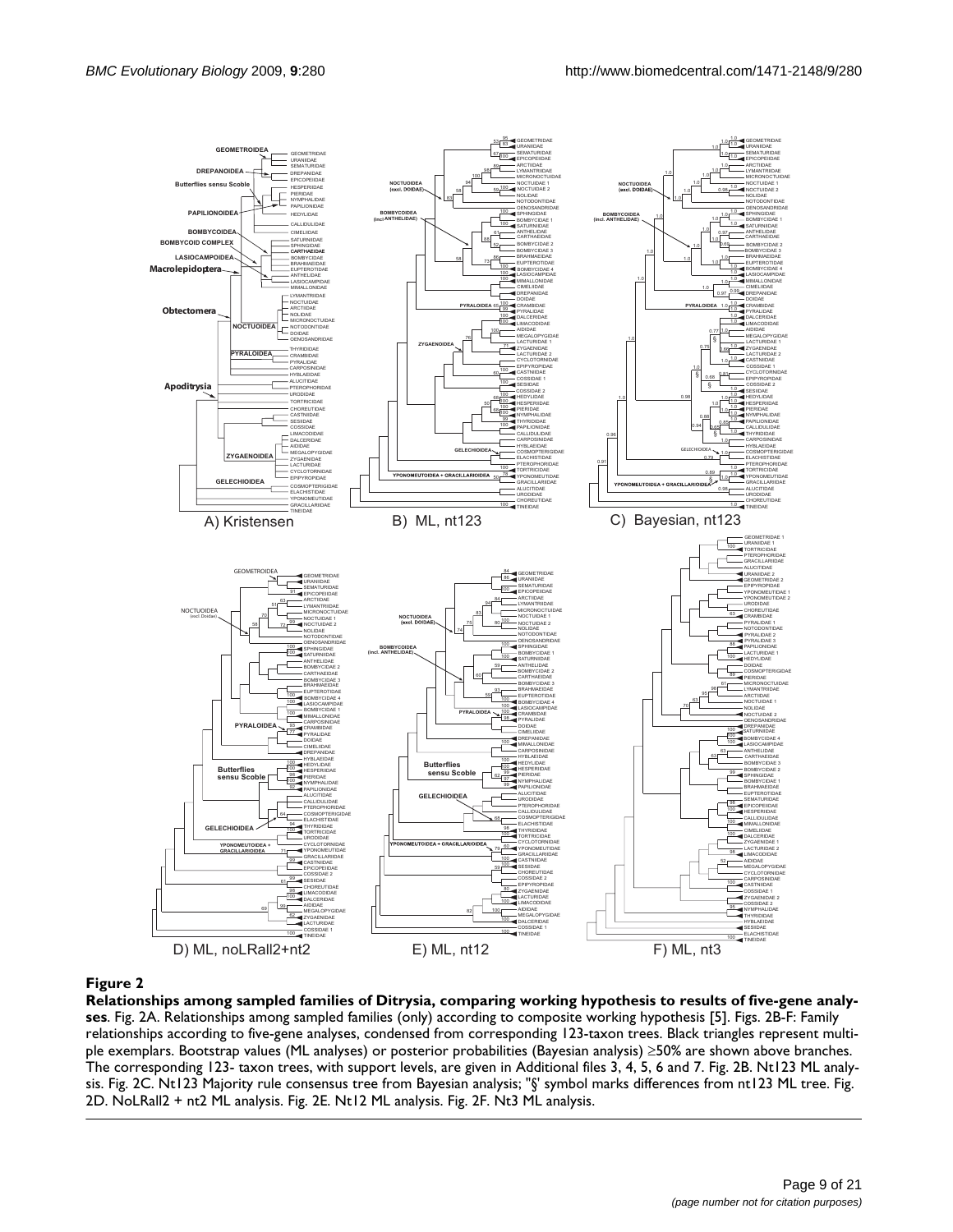**Figure 2**

**Relationships among sampled families of Ditrysia, comparing working hypothesis to results of five-gene analyses**. Fig. 2A. Relationships among sampled families (only) according to composite working hypothesis [5]. Figs. 2B-F: Family relationships according to five-gene analyses, condensed from corresponding 123-taxon trees. Black triangles represent multiple exemplars. Bootstrap values (ML analyses) or posterior probabilities (Bayesian analysis) ≥50% are shown above branches. The corresponding 123- taxon trees, with support levels, are given in Additional files 3, 4, 5, 6 and 7. Fig. 2B. Nt123 ML analysis. Fig. 2C. Nt123 Majority rule consensus tree from Bayesian analysis; "§" symbol marks differences from nt123 ML tree. Fig. 2D. NoLRall2 + nt2 ML analysis. Fig. 2E. Nt12 ML analysis. Fig. 2F. Nt3 ML analysis.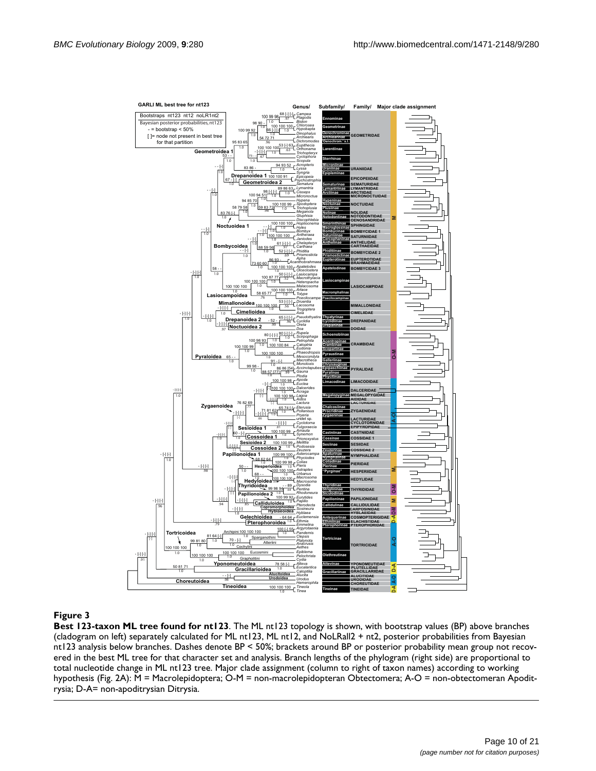## Figure 3

**Best 123-taxon ML tree found for nt123**. The ML nt123 topology is shown, with bootstrap values (BP) above branches (cladogram on left) separately calculated for ML nt123, ML nt12, and NoLRall2 + nt2, posterior probabilities from Bayesian nt123 analysis below branches. Dashes denote BP < 50%; brackets around BP or posterior probability mean group not recovered in the best ML tree for that character set and analysis. Branch lengths of the phylogram (right side) are proportional to total nucleotide change in ML nt123 tree. Major clade assignment (column to right of taxon names) according to working hypothesis (Fig. 2A): M = Macrolepidoptera; O-M = non-macrolepidopteran Obtectomera; A-O = non-obtectomeran Apoditrysia; D-A= non-apoditrysian Ditrysia.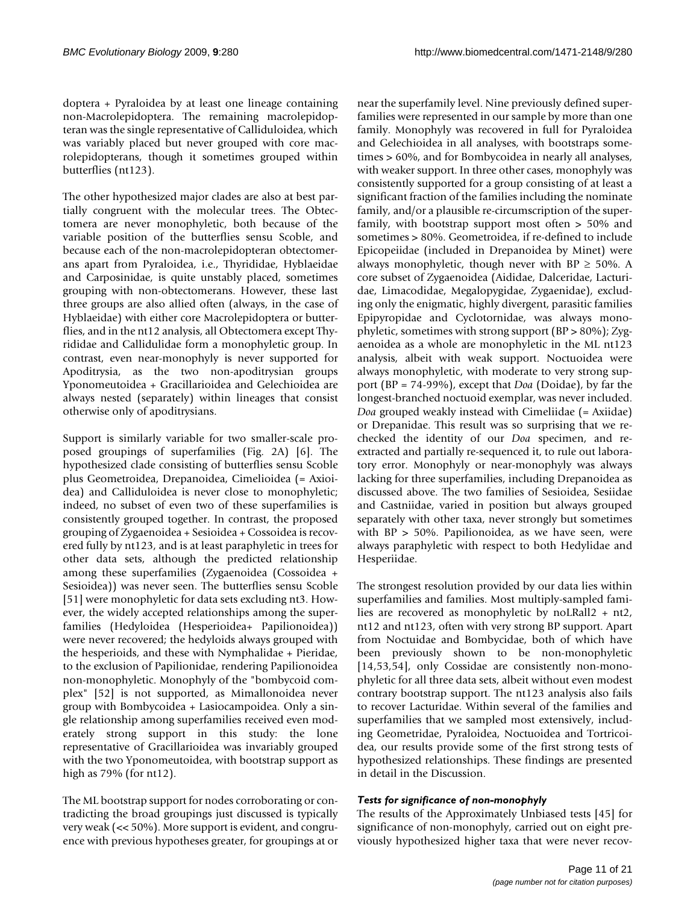doptera + Pyraloidea by at least one lineage containing non-Macrolepidoptera. The remaining macrolepidopteran was the single representative of Calliduloidea, which was variably placed but never grouped with core macrolepidopterans, though it sometimes grouped within butterflies (nt123).

The other hypothesized major clades are also at best partially congruent with the molecular trees. The Obtectomera are never monophyletic, both because of the variable position of the butterflies sensu Scoble, and because each of the non-macrolepidopteran obtectomerans apart from Pyraloidea, i.e., Thyrididae, Hyblaeidae and Carposinidae, is quite unstably placed, sometimes grouping with non-obtectomerans. However, these last three groups are also allied often (always, in the case of Hyblaeidae) with either core Macrolepidoptera or butterflies, and in the nt12 analysis, all Obtectomera except Thyrididae and Callidulidae form a monophyletic group. In contrast, even near-monophyly is never supported for Apoditrysia, as the two non-apoditrysian groups Yponomeutoidea + Gracillarioidea and Gelechioidea are always nested (separately) within lineages that consist otherwise only of apoditrysians.

Support is similarly variable for two smaller-scale proposed groupings of superfamilies (Fig. 2A) [6]. The hypothesized clade consisting of butterflies sensu Scoble plus Geometroidea, Drepanoidea, Cimelioidea (= Axioidea) and Calliduloidea is never close to monophyletic; indeed, no subset of even two of these superfamilies is consistently grouped together. In contrast, the proposed grouping of Zygaenoidea + Sesioidea + Cossoidea is recovered fully by nt123, and is at least paraphyletic in trees for other data sets, although the predicted relationship among these superfamilies (Zygaenoidea (Cossoidea + Sesioidea)) was never seen. The butterflies sensu Scoble [51] were monophyletic for data sets excluding nt3. However, the widely accepted relationships among the superfamilies (Hedyloidea (Hesperioidea+ Papilionoidea)) were never recovered; the hedyloids always grouped with the hesperioids, and these with Nymphalidae + Pieridae, to the exclusion of Papilionidae, rendering Papilionoidea non-monophyletic. Monophyly of the "bombycoid complex" [52] is not supported, as Mimallonoidea never group with Bombycoidea + Lasiocampoidea. Only a single relationship among superfamilies received even moderately strong support in this study: the lone representative of Gracillarioidea was invariably grouped with the two Yponomeutoidea, with bootstrap support as high as 79% (for nt12).

The ML bootstrap support for nodes corroborating or contradicting the broad groupings just discussed is typically very weak (<< 50%). More support is evident, and congruence with previous hypotheses greater, for groupings at or near the superfamily level. Nine previously defined superfamilies were represented in our sample by more than one family. Monophyly was recovered in full for Pyraloidea and Gelechioidea in all analyses, with bootstraps sometimes > 60%, and for Bombycoidea in nearly all analyses, with weaker support. In three other cases, monophyly was consistently supported for a group consisting of at least a significant fraction of the families including the nominate family, and/or a plausible re-circumscription of the superfamily, with bootstrap support most often > 50% and sometimes > 80%. Geometroidea, if re-defined to include Epicopeiidae (included in Drepanoidea by Minet) were always monophyletic, though never with BP ≥ 50%. A core subset of Zygaenoidea (Aididae, Dalceridae, Lacturidae, Limacodidae, Megalopygidae, Zygaenidae), excluding only the enigmatic, highly divergent, parasitic families Epipyropidae and Cyclotornidae, was always monophyletic, sometimes with strong support (BP > 80%); Zygaenoidea as a whole are monophyletic in the ML nt123 analysis, albeit with weak support. Noctuoidea were always monophyletic, with moderate to very strong support (BP = 74-99%), except that *Doa* (Doidae), by far the longest-branched noctuoid exemplar, was never included. *Doa* grouped weakly instead with Cimeliidae (= Axiidae) or Drepanidae. This result was so surprising that we rechecked the identity of our *Doa* specimen, and re-extracted and partially re-sequenced it, to rule out laboratory error. Monophyly or near-monophyly was always lacking for three superfamilies, including Drepanoidea as discussed above. The two families of Sesioidea, Sesiidae and Castniidae, varied in position but always grouped separately with other taxa, never strongly but sometimes with BP > 50%. Papilionoidea, as we have seen, were always paraphyletic with respect to both Hedylidae and Hesperiidae.

The strongest resolution provided by our data lies within superfamilies and families. Most multiply-sampled families are recovered as monophyletic by noLRall2 + nt2, nt12 and nt123, often with very strong BP support. Apart from Noctuidae and Bombycidae, both of which have been previously shown to be non-monophyletic [14,53,54], only Cossidae are consistently non-monophyletic for all three data sets, albeit without even modest contrary bootstrap support. The nt123 analysis also fails to recover Lacturidae. Within several of the families and superfamilies that we sampled most extensively, including Geometridae, Pyraloidea, Noctuoidea and Tortricoidea, our results provide some of the first strong tests of hypothesized relationships. These findings are presented in detail in the Discussion.

### *Tests for significance of non-monophyly*

The results of the Approximately Unbiased tests [45] for significance of non-monophyly, carried out on eight previously hypothesized higher taxa that were never recov-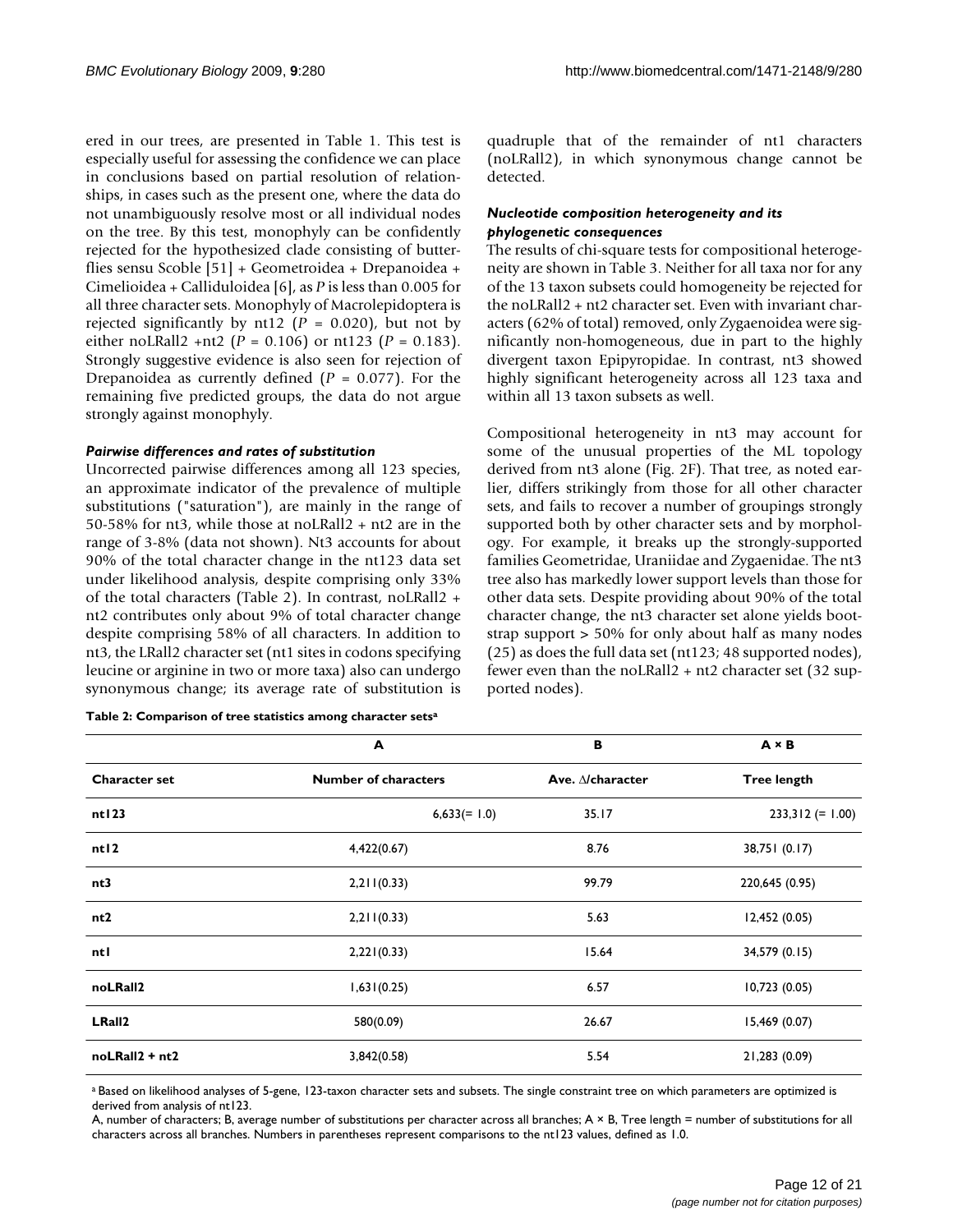ered in our trees, are presented in Table 1. This test is especially useful for assessing the confidence we can place in conclusions based on partial resolution of relationships, in cases such as the present one, where the data do not unambiguously resolve most or all individual nodes on the tree. By this test, monophyly can be confidently rejected for the hypothesized clade consisting of butterflies sensu Scoble [51] + Geometroidea + Drepanoidea + Cimelioidea + Calliduloidea [6], as $P$ is less than 0.005 for all three character sets. Monophyly of Macrolepidoptera is rejected significantly by nt12 ($P$ = 0.020), but not by either noLRall2 +nt2 ($P$ = 0.106) or nt123 ($P$ = 0.183). Strongly suggestive evidence is also seen for rejection of Drepanoidea as currently defined ($P$ = 0.077). For the remaining five predicted groups, the data do not argue strongly against monophyly.

### *Pairwise differences and rates of substitution*

Uncorrected pairwise differences among all 123 species, an approximate indicator of the prevalence of multiple substitutions ("saturation"), are mainly in the range of 50-58% for nt3, while those at noLRall2 + nt2 are in the range of 3-8% (data not shown). Nt3 accounts for about 90% of the total character change in the nt123 data set under likelihood analysis, despite comprising only 33% of the total characters (Table 2). In contrast, noLRall2 + nt2 contributes only about 9% of total character change despite comprising 58% of all characters. In addition to nt3, the LRall2 character set (nt1 sites in codons specifying leucine or arginine in two or more taxa) also can undergo synonymous change; its average rate of substitution is quadruple that of the remainder of nt1 characters (noLRall2), in which synonymous change cannot be detected.

### *Nucleotide composition heterogeneity and its phylogenetic consequences*

The results of chi-square tests for compositional heterogeneity are shown in Table 3. Neither for all taxa nor for any of the 13 taxon subsets could homogeneity be rejected for the noLRall2 + nt2 character set. Even with invariant characters (62% of total) removed, only Zygaenoidea were significantly non-homogeneous, due in part to the highly divergent taxon Epipyropidae. In contrast, nt3 showed highly significant heterogeneity across all 123 taxa and within all 13 taxon subsets as well.

Compositional heterogeneity in nt3 may account for some of the unusual properties of the ML topology derived from nt3 alone (Fig. 2F). That tree, as noted earlier, differs strikingly from those for all other character sets, and fails to recover a number of groupings strongly supported both by other character sets and by morphology. For example, it breaks up the strongly-supported families Geometridae, Uraniidae and Zygaenidae. The nt3 tree also has markedly lower support levels than those for other data sets. Despite providing about 90% of the total character change, the nt3 character set alone yields bootstrap support > 50% for only about half as many nodes (25) as does the full data set (nt123; 48 supported nodes), fewer even than the noLRall2 + nt2 character set (32 supported nodes).

**Table 2: Comparison of tree statistics among character sets[a]**

| | A | B | A × B |
|---|---|---|---|
| **Character set** | **Number of characters** | **Ave. Δ/character** | **Tree length** |
| **nt123** | 6,633(= 1.0) | 35.17 | 233,312 (= 1.00) |
| **nt12** | 4,422(0.67) | 8.76 | 38,751 (0.17) |
| **nt3** | 2,211(0.33) | 99.79 | 220,645 (0.95) |
| **nt2** | 2,211(0.33) | 5.63 | 12,452 (0.05) |
| **nt1** | 2,221(0.33) | 15.64 | 34,579 (0.15) |
| **noLRall2** | 1,631(0.25) | 6.57 | 10,723 (0.05) |
| **LRall2** | 580(0.09) | 26.67 | 15,469 (0.07) |
| **noLRall2 + nt2** | 3,842(0.58) | 5.54 | 21,283 (0.09) |

[a] Based on likelihood analyses of 5-gene, 123-taxon character sets and subsets. The single constraint tree on which parameters are optimized is derived from analysis of nt123.

A, number of characters; B, average number of substitutions per character across all branches; A × B, Tree length = number of substitutions for all characters across all branches. Numbers in parentheses represent comparisons to the nt123 values, defined as 1.0.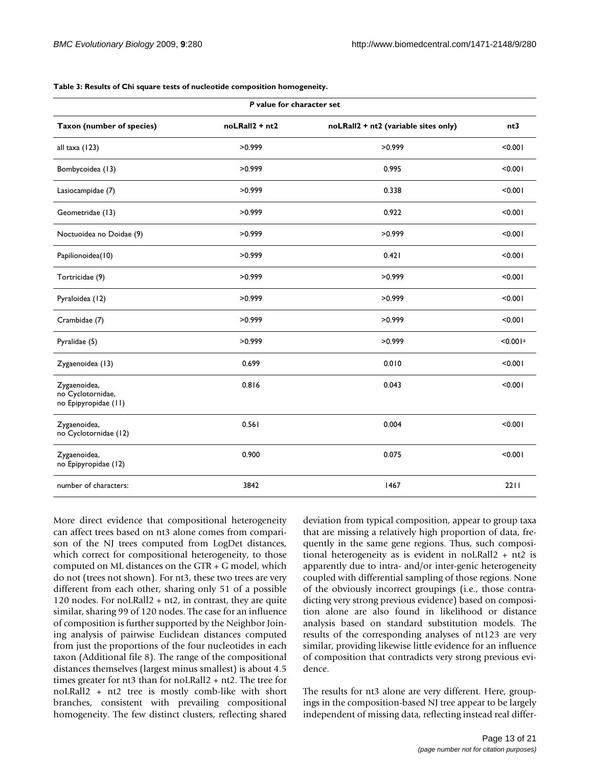**Table 3: Results of Chi square tests of nucleotide composition homogeneity.**

| Taxon (number of species) | *P* value for character set | | |
|---|---|---|---|
| | noLRall2 + nt2 | noLRall2 + nt2 (variable sites only) | nt3 |
| all taxa (123) | >0.999 | >0.999 | <0.001 |
| Bombycoidea (13) | >0.999 | 0.995 | <0.001 |
| Lasiocampidae (7) | >0.999 | 0.338 | <0.001 |
| Geometridae (13) | >0.999 | 0.922 | <0.001 |
| Noctuoidea no Doidae (9) | >0.999 | >0.999 | <0.001 |
| Papilionoidea(10) | >0.999 | 0.421 | <0.001 |
| Tortricidae (9) | >0.999 | >0.999 | <0.001 |
| Pyraloidea (12) | >0.999 | >0.999 | <0.001 |
| Crambidae (7) | >0.999 | >0.999 | <0.001 |
| Pyralidae (5) | >0.999 | >0.999 | <0.001[a] |
| Zygaenoidea (13) | 0.699 | 0.010 | <0.001 |
| Zygaenoidea, no Cyclotornidae, no Epipyropidae (11) | 0.816 | 0.043 | <0.001 |
| Zygaenoidea, no Cyclotornidae (12) | 0.561 | 0.004 | <0.001 |
| Zygaenoidea, no Epipyropidae (12) | 0.900 | 0.075 | <0.001 |
| number of characters: | 3842 | 1467 | 2211 |

More direct evidence that compositional heterogeneity can affect trees based on nt3 alone comes from comparison of the NJ trees computed from LogDet distances, which correct for compositional heterogeneity, to those computed on ML distances on the GTR + G model, which do not (trees not shown). For nt3, these two trees are very different from each other, sharing only 51 of a possible 120 nodes. For noLRall2 + nt2, in contrast, they are quite similar, sharing 99 of 120 nodes. The case for an influence of composition is further supported by the Neighbor Joining analysis of pairwise Euclidean distances computed from just the proportions of the four nucleotides in each taxon (Additional file 8). The range of the compositional distances themselves (largest minus smallest) is about 4.5 times greater for nt3 than for noLRall2 + nt2. The tree for noLRall2 + nt2 tree is mostly comb-like with short branches, consistent with prevailing compositional homogeneity. The few distinct clusters, reflecting shared deviation from typical composition, appear to group taxa that are missing a relatively high proportion of data, frequently in the same gene regions. Thus, such compositional heterogeneity as is evident in noLRall2 + nt2 is apparently due to intra- and/or inter-genic heterogeneity coupled with differential sampling of those regions. None of the obviously incorrect groupings (i.e., those contradicting very strong previous evidence) based on composition alone are also found in likelihood or distance analysis based on standard substitution models. The results of the corresponding analyses of nt123 are very similar, providing likewise little evidence for an influence of composition that contradicts very strong previous evidence.

The results for nt3 alone are very different. Here, groupings in the composition-based NJ tree appear to be largely independent of missing data, reflecting instead real differ-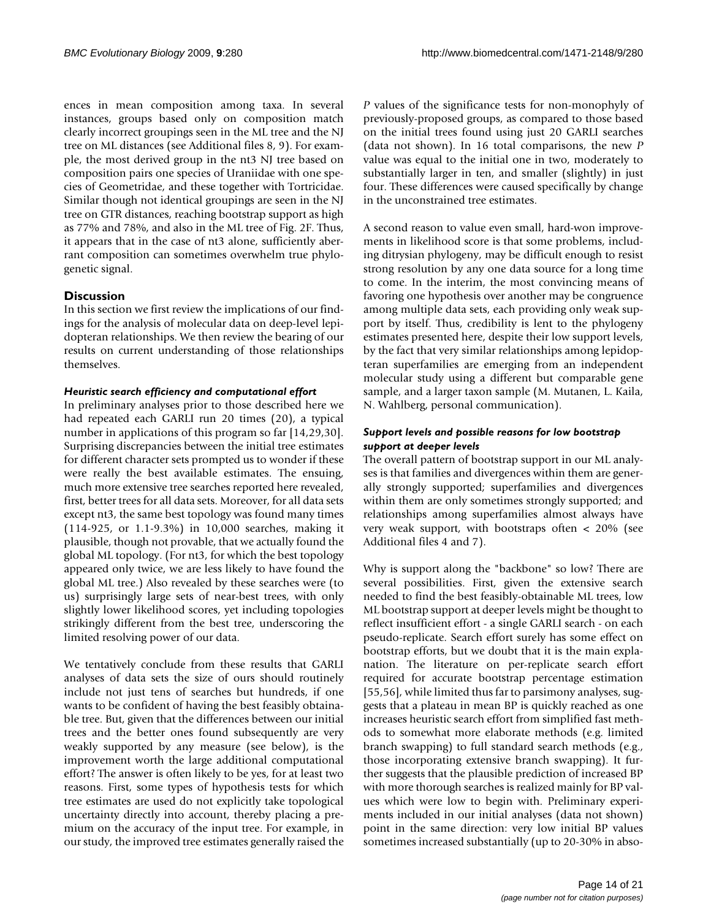ences in mean composition among taxa. In several instances, groups based only on composition match clearly incorrect groupings seen in the ML tree and the NJ tree on ML distances (see Additional files 8, 9). For example, the most derived group in the nt3 NJ tree based on composition pairs one species of Uraniidae with one species of Geometridae, and these together with Tortricidae. Similar though not identical groupings are seen in the NJ tree on GTR distances, reaching bootstrap support as high as 77% and 78%, and also in the ML tree of Fig. 2F. Thus, it appears that in the case of nt3 alone, sufficiently aberrant composition can sometimes overwhelm true phylogenetic signal.

## Discussion

In this section we first review the implications of our findings for the analysis of molecular data on deep-level lepidopteran relationships. We then review the bearing of our results on current understanding of those relationships themselves.

### *Heuristic search efficiency and computational effort*

In preliminary analyses prior to those described here we had repeated each GARLI run 20 times (20), a typical number in applications of this program so far [14,29,30]. Surprising discrepancies between the initial tree estimates for different character sets prompted us to wonder if these were really the best available estimates. The ensuing, much more extensive tree searches reported here revealed, first, better trees for all data sets. Moreover, for all data sets except nt3, the same best topology was found many times (114-925, or 1.1-9.3%) in 10,000 searches, making it plausible, though not provable, that we actually found the global ML topology. (For nt3, for which the best topology appeared only twice, we are less likely to have found the global ML tree.) Also revealed by these searches were (to us) surprisingly large sets of near-best trees, with only slightly lower likelihood scores, yet including topologies strikingly different from the best tree, underscoring the limited resolving power of our data.

We tentatively conclude from these results that GARLI analyses of data sets the size of ours should routinely include not just tens of searches but hundreds, if one wants to be confident of having the best feasibly obtainable tree. But, given that the differences between our initial trees and the better ones found subsequently are very weakly supported by any measure (see below), is the improvement worth the large additional computational effort? The answer is often likely to be yes, for at least two reasons. First, some types of hypothesis tests for which tree estimates are used do not explicitly take topological uncertainty directly into account, thereby placing a premium on the accuracy of the input tree. For example, in our study, the improved tree estimates generally raised the *P* values of the significance tests for non-monophyly of previously-proposed groups, as compared to those based on the initial trees found using just 20 GARLI searches (data not shown). In 16 total comparisons, the new *P* value was equal to the initial one in two, moderately to substantially larger in ten, and smaller (slightly) in just four. These differences were caused specifically by change in the unconstrained tree estimates.

A second reason to value even small, hard-won improvements in likelihood score is that some problems, including ditrysian phylogeny, may be difficult enough to resist strong resolution by any one data source for a long time to come. In the interim, the most convincing means of favoring one hypothesis over another may be congruence among multiple data sets, each providing only weak support by itself. Thus, credibility is lent to the phylogeny estimates presented here, despite their low support levels, by the fact that very similar relationships among lepidopteran superfamilies are emerging from an independent molecular study using a different but comparable gene sample, and a larger taxon sample (M. Mutanen, L. Kaila, N. Wahlberg, personal communication).

### *Support levels and possible reasons for low bootstrap support at deeper levels*

The overall pattern of bootstrap support in our ML analyses is that families and divergences within them are generally strongly supported; superfamilies and divergences within them are only sometimes strongly supported; and relationships among superfamilies almost always have very weak support, with bootstraps often < 20% (see Additional files 4 and 7).

Why is support along the "backbone" so low? There are several possibilities. First, given the extensive search needed to find the best feasibly-obtainable ML trees, low ML bootstrap support at deeper levels might be thought to reflect insufficient effort - a single GARLI search - on each pseudo-replicate. Search effort surely has some effect on bootstrap efforts, but we doubt that it is the main explanation. The literature on per-replicate search effort required for accurate bootstrap percentage estimation [55,56], while limited thus far to parsimony analyses, suggests that a plateau in mean BP is quickly reached as one increases heuristic search effort from simplified fast methods to somewhat more elaborate methods (e.g. limited branch swapping) to full standard search methods (e.g., those incorporating extensive branch swapping). It further suggests that the plausible prediction of increased BP with more thorough searches is realized mainly for BP values which were low to begin with. Preliminary experiments included in our initial analyses (data not shown) point in the same direction: very low initial BP values sometimes increased substantially (up to 20-30% in abso-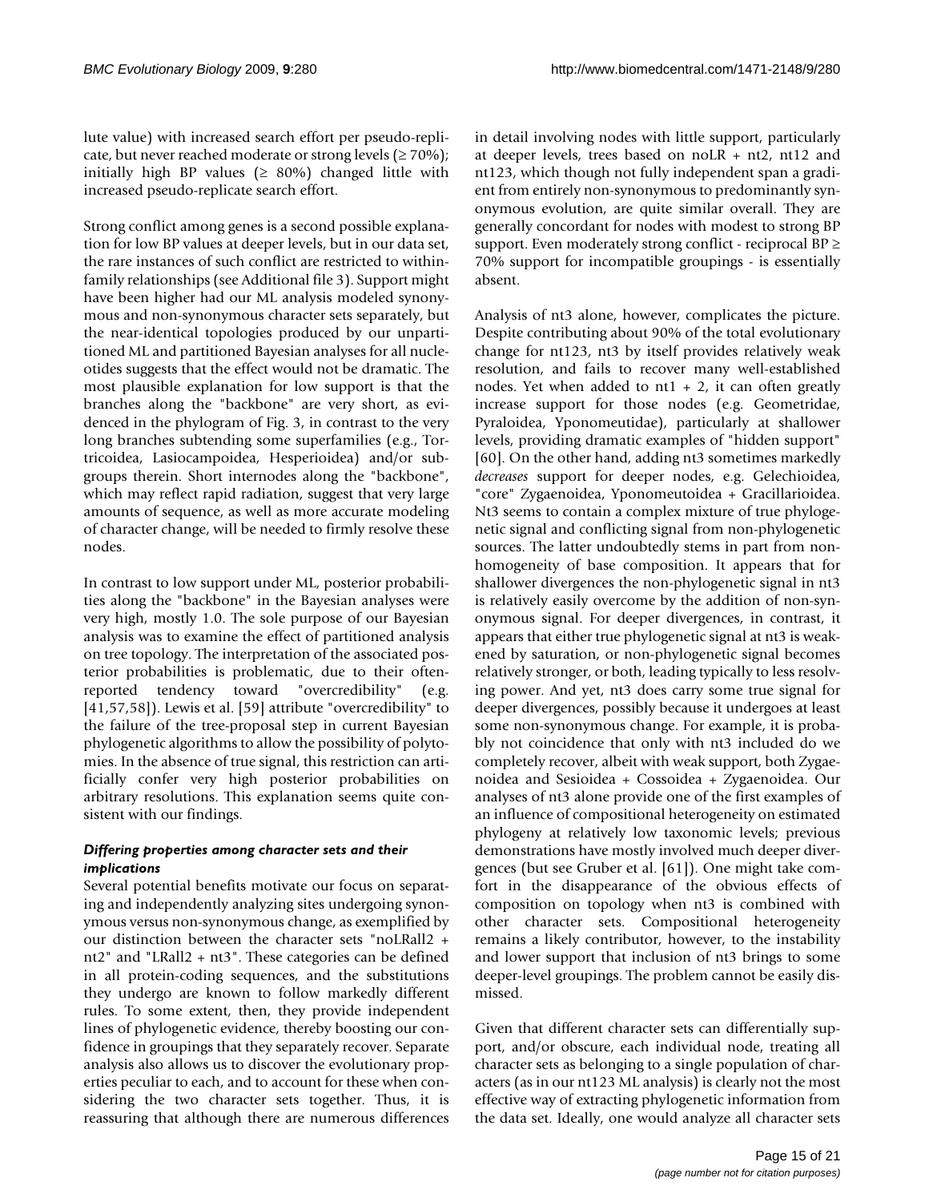lute value) with increased search effort per pseudo-replicate, but never reached moderate or strong levels (≥ 70%); initially high BP values (≥ 80%) changed little with increased pseudo-replicate search effort.

Strong conflict among genes is a second possible explanation for low BP values at deeper levels, but in our data set, the rare instances of such conflict are restricted to within-family relationships (see Additional file 3). Support might have been higher had our ML analysis modeled synonymous and non-synonymous character sets separately, but the near-identical topologies produced by our unpartitioned ML and partitioned Bayesian analyses for all nucleotides suggests that the effect would not be dramatic. The most plausible explanation for low support is that the branches along the "backbone" are very short, as evidenced in the phylogram of Fig. 3, in contrast to the very long branches subtending some superfamilies (e.g., Tortricoidea, Lasiocampoidea, Hesperioidea) and/or subgroups therein. Short internodes along the "backbone", which may reflect rapid radiation, suggest that very large amounts of sequence, as well as more accurate modeling of character change, will be needed to firmly resolve these nodes.

In contrast to low support under ML, posterior probabilities along the "backbone" in the Bayesian analyses were very high, mostly 1.0. The sole purpose of our Bayesian analysis was to examine the effect of partitioned analysis on tree topology. The interpretation of the associated posterior probabilities is problematic, due to their often-reported tendency toward "overcredibility" (e.g. [41,57,58]). Lewis et al. [59] attribute "overcredibility" to the failure of the tree-proposal step in current Bayesian phylogenetic algorithms to allow the possibility of polytomies. In the absence of true signal, this restriction can artificially confer very high posterior probabilities on arbitrary resolutions. This explanation seems quite consistent with our findings.

### *Differing properties among character sets and their implications*

Several potential benefits motivate our focus on separating and independently analyzing sites undergoing synonymous versus non-synonymous change, as exemplified by our distinction between the character sets "noLRall2 + nt2" and "LRall2 + nt3". These categories can be defined in all protein-coding sequences, and the substitutions they undergo are known to follow markedly different rules. To some extent, then, they provide independent lines of phylogenetic evidence, thereby boosting our confidence in groupings that they separately recover. Separate analysis also allows us to discover the evolutionary properties peculiar to each, and to account for these when considering the two character sets together. Thus, it is reassuring that although there are numerous differences in detail involving nodes with little support, particularly at deeper levels, trees based on noLR + nt2, nt12 and nt123, which though not fully independent span a gradient from entirely non-synonymous to predominantly synonymous evolution, are quite similar overall. They are generally concordant for nodes with modest to strong BP support. Even moderately strong conflict - reciprocal BP ≥ 70% support for incompatible groupings - is essentially absent.

Analysis of nt3 alone, however, complicates the picture. Despite contributing about 90% of the total evolutionary change for nt123, nt3 by itself provides relatively weak resolution, and fails to recover many well-established nodes. Yet when added to nt1 + 2, it can often greatly increase support for those nodes (e.g. Geometridae, Pyraloidea, Yponomeutidae), particularly at shallower levels, providing dramatic examples of "hidden support" [60]. On the other hand, adding nt3 sometimes markedly *decreases* support for deeper nodes, e.g. Gelechioidea, "core" Zygaenoidea, Yponomeutoidea + Gracillarioidea. Nt3 seems to contain a complex mixture of true phylogenetic signal and conflicting signal from non-phylogenetic sources. The latter undoubtedly stems in part from non-homogeneity of base composition. It appears that for shallower divergences the non-phylogenetic signal in nt3 is relatively easily overcome by the addition of non-synonymous signal. For deeper divergences, in contrast, it appears that either true phylogenetic signal at nt3 is weakened by saturation, or non-phylogenetic signal becomes relatively stronger, or both, leading typically to less resolving power. And yet, nt3 does carry some true signal for deeper divergences, possibly because it undergoes at least some non-synonymous change. For example, it is probably not coincidence that only with nt3 included do we completely recover, albeit with weak support, both Zygaenoidea and Sesioidea + Cossoidea + Zygaenoidea. Our analyses of nt3 alone provide one of the first examples of an influence of compositional heterogeneity on estimated phylogeny at relatively low taxonomic levels; previous demonstrations have mostly involved much deeper divergences (but see Gruber et al. [61]). One might take comfort in the disappearance of the obvious effects of composition on topology when nt3 is combined with other character sets. Compositional heterogeneity remains a likely contributor, however, to the instability and lower support that inclusion of nt3 brings to some deeper-level groupings. The problem cannot be easily dismissed.

Given that different character sets can differentially support, and/or obscure, each individual node, treating all character sets as belonging to a single population of characters (as in our nt123 ML analysis) is clearly not the most effective way of extracting phylogenetic information from the data set. Ideally, one would analyze all character sets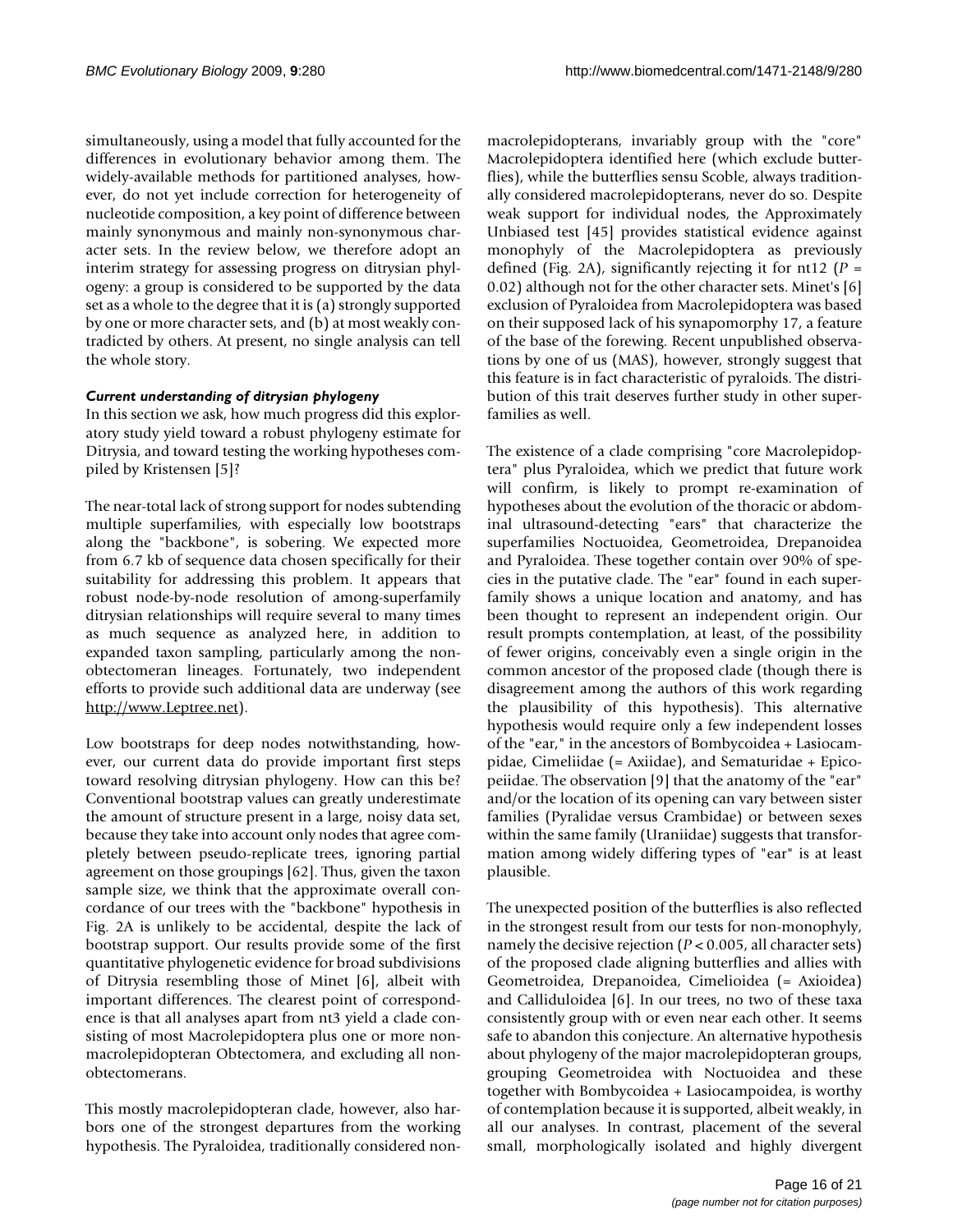simultaneously, using a model that fully accounted for the differences in evolutionary behavior among them. The widely-available methods for partitioned analyses, however, do not yet include correction for heterogeneity of nucleotide composition, a key point of difference between mainly synonymous and mainly non-synonymous character sets. In the review below, we therefore adopt an interim strategy for assessing progress on ditrysian phylogeny: a group is considered to be supported by the data set as a whole to the degree that it is (a) strongly supported by one or more character sets, and (b) at most weakly contradicted by others. At present, no single analysis can tell the whole story.

### *Current understanding of ditrysian phylogeny*

In this section we ask, how much progress did this exploratory study yield toward a robust phylogeny estimate for Ditrysia, and toward testing the working hypotheses compiled by Kristensen [5]?

The near-total lack of strong support for nodes subtending multiple superfamilies, with especially low bootstraps along the "backbone", is sobering. We expected more from 6.7 kb of sequence data chosen specifically for their suitability for addressing this problem. It appears that robust node-by-node resolution of among-superfamily ditrysian relationships will require several to many times as much sequence as analyzed here, in addition to expanded taxon sampling, particularly among the non-obtectomeran lineages. Fortunately, two independent efforts to provide such additional data are underway (see http://www.Leptree.net).

Low bootstraps for deep nodes notwithstanding, however, our current data do provide important first steps toward resolving ditrysian phylogeny. How can this be? Conventional bootstrap values can greatly underestimate the amount of structure present in a large, noisy data set, because they take into account only nodes that agree completely between pseudo-replicate trees, ignoring partial agreement on those groupings [62]. Thus, given the taxon sample size, we think that the approximate overall concordance of our trees with the "backbone" hypothesis in Fig. 2A is unlikely to be accidental, despite the lack of bootstrap support. Our results provide some of the first quantitative phylogenetic evidence for broad subdivisions of Ditrysia resembling those of Minet [6], albeit with important differences. The clearest point of correspondence is that all analyses apart from nt3 yield a clade consisting of most Macrolepidoptera plus one or more non-macrolepidopteran Obtectomera, and excluding all non-obtectomerans.

This mostly macrolepidopteran clade, however, also harbors one of the strongest departures from the working hypothesis. The Pyraloidea, traditionally considered non-macrolepidopterans, invariably group with the "core" Macrolepidoptera identified here (which exclude butterflies), while the butterflies sensu Scoble, always traditionally considered macrolepidopterans, never do so. Despite weak support for individual nodes, the Approximately Unbiased test [45] provides statistical evidence against monophyly of the Macrolepidoptera as previously defined (Fig. 2A), significantly rejecting it for nt12 ($P = 0.02$) although not for the other character sets. Minet's [6] exclusion of Pyraloidea from Macrolepidoptera was based on their supposed lack of his synapomorphy 17, a feature of the base of the forewing. Recent unpublished observations by one of us (MAS), however, strongly suggest that this feature is in fact characteristic of pyraloids. The distribution of this trait deserves further study in other superfamilies as well.

The existence of a clade comprising "core Macrolepidoptera" plus Pyraloidea, which we predict that future work will confirm, is likely to prompt re-examination of hypotheses about the evolution of the thoracic or abdominal ultrasound-detecting "ears" that characterize the superfamilies Noctuoidea, Geometroidea, Drepanoidea and Pyraloidea. These together contain over 90% of species in the putative clade. The "ear" found in each superfamily shows a unique location and anatomy, and has been thought to represent an independent origin. Our result prompts contemplation, at least, of the possibility of fewer origins, conceivably even a single origin in the common ancestor of the proposed clade (though there is disagreement among the authors of this work regarding the plausibility of this hypothesis). This alternative hypothesis would require only a few independent losses of the "ear," in the ancestors of Bombycoidea + Lasiocampidae, Cimeliidae (= Axiidae), and Sematuridae + Epicopeiidae. The observation [9] that the anatomy of the "ear" and/or the location of its opening can vary between sister families (Pyralidae versus Crambidae) or between sexes within the same family (Uraniidae) suggests that transformation among widely differing types of "ear" is at least plausible.

The unexpected position of the butterflies is also reflected in the strongest result from our tests for non-monophyly, namely the decisive rejection ($P < 0.005$, all character sets) of the proposed clade aligning butterflies and allies with Geometroidea, Drepanoidea, Cimelioidea (= Axioidea) and Calliduloidea [6]. In our trees, no two of these taxa consistently group with or even near each other. It seems safe to abandon this conjecture. An alternative hypothesis about phylogeny of the major macrolepidopteran groups, grouping Geometroidea with Noctuoidea and these together with Bombycoidea + Lasiocampoidea, is worthy of contemplation because it is supported, albeit weakly, in all our analyses. In contrast, placement of the several small, morphologically isolated and highly divergent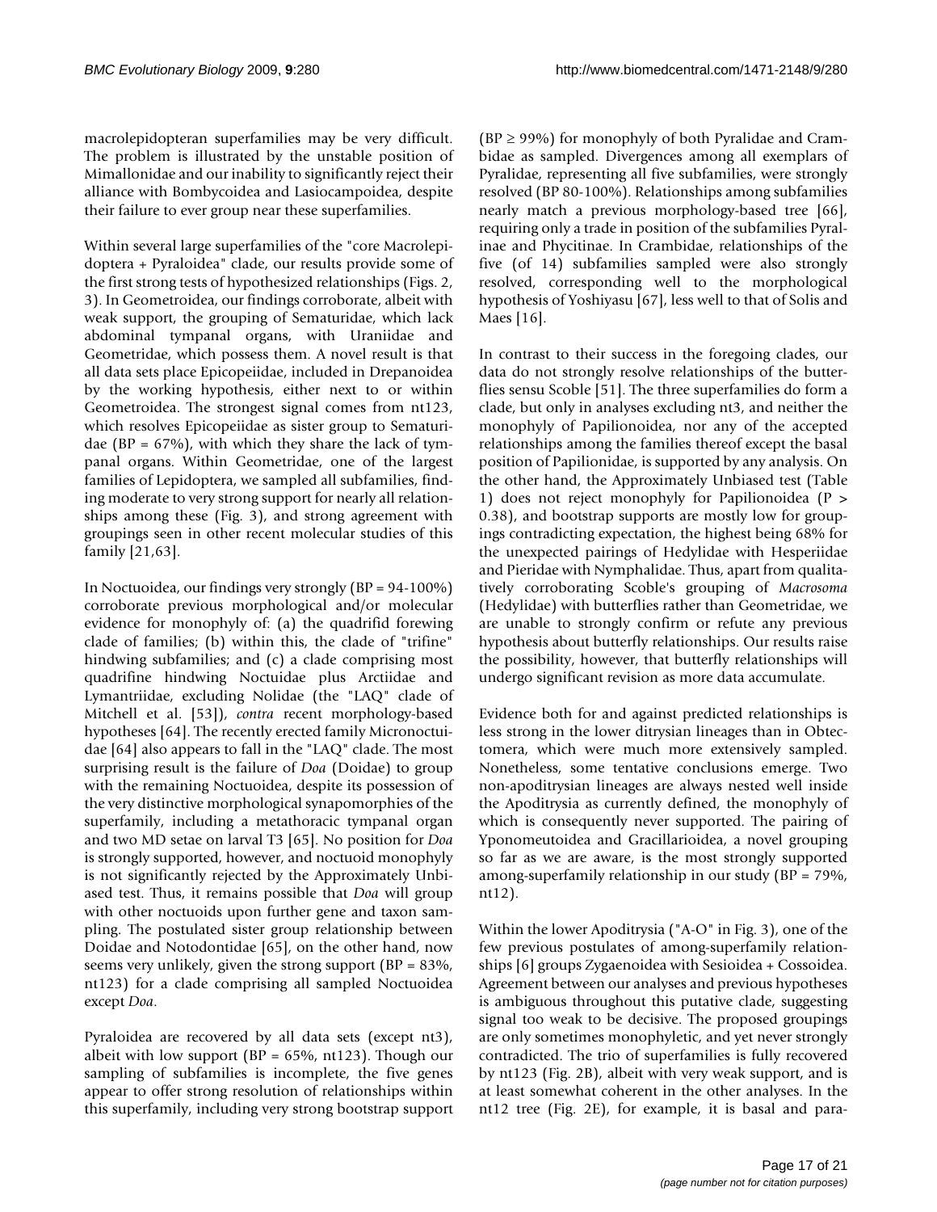macrolepidopteran superfamilies may be very difficult. The problem is illustrated by the unstable position of Mimallonidae and our inability to significantly reject their alliance with Bombycoidea and Lasiocampoidea, despite their failure to ever group near these superfamilies.

Within several large superfamilies of the "core Macrolepidoptera + Pyraloidea" clade, our results provide some of the first strong tests of hypothesized relationships (Figs. 2, 3). In Geometroidea, our findings corroborate, albeit with weak support, the grouping of Sematuridae, which lack abdominal tympanal organs, with Uraniidae and Geometridae, which possess them. A novel result is that all data sets place Epicopeiidae, included in Drepanoidea by the working hypothesis, either next to or within Geometroidea. The strongest signal comes from nt123, which resolves Epicopeiidae as sister group to Sematuridae (BP = 67%), with which they share the lack of tympanal organs. Within Geometridae, one of the largest families of Lepidoptera, we sampled all subfamilies, finding moderate to very strong support for nearly all relationships among these (Fig. 3), and strong agreement with groupings seen in other recent molecular studies of this family [21,63].

In Noctuoidea, our findings very strongly (BP = 94-100%) corroborate previous morphological and/or molecular evidence for monophyly of: (a) the quadrifid forewing clade of families; (b) within this, the clade of "trifine" hindwing subfamilies; and (c) a clade comprising most quadrifine hindwing Noctuidae plus Arctiidae and Lymantriidae, excluding Nolidae (the "LAQ" clade of Mitchell et al. [53]), *contra* recent morphology-based hypotheses [64]. The recently erected family Micronoctuidae [64] also appears to fall in the "LAQ" clade. The most surprising result is the failure of *Doa* (Doidae) to group with the remaining Noctuoidea, despite its possession of the very distinctive morphological synapomorphies of the superfamily, including a metathoracic tympanal organ and two MD setae on larval T3 [65]. No position for *Doa* is strongly supported, however, and noctuoid monophyly is not significantly rejected by the Approximately Unbiased test. Thus, it remains possible that *Doa* will group with other noctuoids upon further gene and taxon sampling. The postulated sister group relationship between Doidae and Notodontidae [65], on the other hand, now seems very unlikely, given the strong support (BP = 83%, nt123) for a clade comprising all sampled Noctuoidea except *Doa*.

Pyraloidea are recovered by all data sets (except nt3), albeit with low support (BP = 65%, nt123). Though our sampling of subfamilies is incomplete, the five genes appear to offer strong resolution of relationships within this superfamily, including very strong bootstrap support (BP ≥ 99%) for monophyly of both Pyralidae and Crambidae as sampled. Divergences among all exemplars of Pyralidae, representing all five subfamilies, were strongly resolved (BP 80-100%). Relationships among subfamilies nearly match a previous morphology-based tree [66], requiring only a trade in position of the subfamilies Pyralinae and Phycitinae. In Crambidae, relationships of the five (of 14) subfamilies sampled were also strongly resolved, corresponding well to the morphological hypothesis of Yoshiyasu [67], less well to that of Solis and Maes [16].

In contrast to their success in the foregoing clades, our data do not strongly resolve relationships of the butterflies sensu Scoble [51]. The three superfamilies do form a clade, but only in analyses excluding nt3, and neither the monophyly of Papilionoidea, nor any of the accepted relationships among the families thereof except the basal position of Papilionidae, is supported by any analysis. On the other hand, the Approximately Unbiased test (Table 1) does not reject monophyly for Papilionoidea (P > 0.38), and bootstrap supports are mostly low for groupings contradicting expectation, the highest being 68% for the unexpected pairings of Hedylidae with Hesperiidae and Pieridae with Nymphalidae. Thus, apart from qualitatively corroborating Scoble's grouping of *Macrosoma* (Hedylidae) with butterflies rather than Geometridae, we are unable to strongly confirm or refute any previous hypothesis about butterfly relationships. Our results raise the possibility, however, that butterfly relationships will undergo significant revision as more data accumulate.

Evidence both for and against predicted relationships is less strong in the lower ditrysian lineages than in Obtectomera, which were much more extensively sampled. Nonetheless, some tentative conclusions emerge. Two non-apoditrysian lineages are always nested well inside the Apoditrysia as currently defined, the monophyly of which is consequently never supported. The pairing of Yponomeutoidea and Gracillarioidea, a novel grouping so far as we are aware, is the most strongly supported among-superfamily relationship in our study (BP = 79%, nt12).

Within the lower Apoditrysia ("A-O" in Fig. 3), one of the few previous postulates of among-superfamily relationships [6] groups Zygaenoidea with Sesioidea + Cossoidea. Agreement between our analyses and previous hypotheses is ambiguous throughout this putative clade, suggesting signal too weak to be decisive. The proposed groupings are only sometimes monophyletic, and yet never strongly contradicted. The trio of superfamilies is fully recovered by nt123 (Fig. 2B), albeit with very weak support, and is at least somewhat coherent in the other analyses. In the nt12 tree (Fig. 2E), for example, it is basal and para-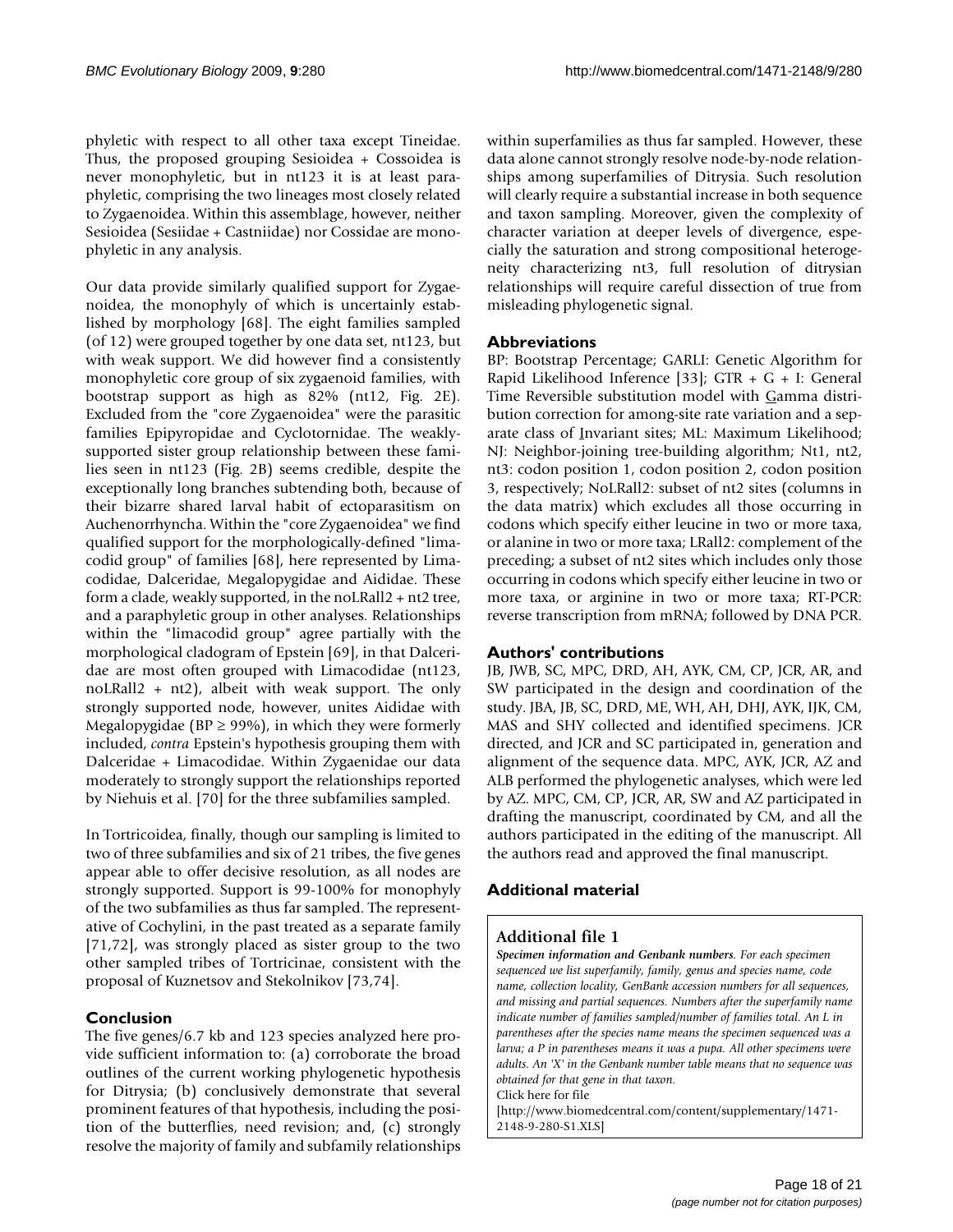phyletic with respect to all other taxa except Tineidae. Thus, the proposed grouping Sesioidea + Cossoidea is never monophyletic, but in nt123 it is at least paraphyletic, comprising the two lineages most closely related to Zygaenoidea. Within this assemblage, however, neither Sesioidea (Sesiidae + Castniidae) nor Cossidae are monophyletic in any analysis.

Our data provide similarly qualified support for Zygaenoidea, the monophyly of which is uncertainly established by morphology [68]. The eight families sampled (of 12) were grouped together by one data set, nt123, but with weak support. We did however find a consistently monophyletic core group of six zygaenoid families, with bootstrap support as high as 82% (nt12, Fig. 2E). Excluded from the "core Zygaenoidea" were the parasitic families Epipyropidae and Cyclotornidae. The weakly-supported sister group relationship between these families seen in nt123 (Fig. 2B) seems credible, despite the exceptionally long branches subtending both, because of their bizarre shared larval habit of ectoparasitism on Auchenorrhyncha. Within the "core Zygaenoidea" we find qualified support for the morphologically-defined "limacodid group" of families [68], here represented by Limacodidae, Dalceridae, Megalopygidae and Aididae. These form a clade, weakly supported, in the noLRall2 + nt2 tree, and a paraphyletic group in other analyses. Relationships within the "limacodid group" agree partially with the morphological cladogram of Epstein [69], in that Dalceridae are most often grouped with Limacodidae (nt123, noLRall2 + nt2), albeit with weak support. The only strongly supported node, however, unites Aididae with Megalopygidae (BP ≥ 99%), in which they were formerly included, *contra* Epstein's hypothesis grouping them with Dalceridae + Limacodidae. Within Zygaenidae our data moderately to strongly support the relationships reported by Niehuis et al. [70] for the three subfamilies sampled.

In Tortricoidea, finally, though our sampling is limited to two of three subfamilies and six of 21 tribes, the five genes appear able to offer decisive resolution, as all nodes are strongly supported. Support is 99-100% for monophyly of the two subfamilies as thus far sampled. The representative of Cochylini, in the past treated as a separate family [71,72], was strongly placed as sister group to the two other sampled tribes of Tortricinae, consistent with the proposal of Kuznetsov and Stekolnikov [73,74].

## Conclusion

The five genes/6.7 kb and 123 species analyzed here provide sufficient information to: (a) corroborate the broad outlines of the current working phylogenetic hypothesis for Ditrysia; (b) conclusively demonstrate that several prominent features of that hypothesis, including the position of the butterflies, need revision; and, (c) strongly resolve the majority of family and subfamily relationships within superfamilies as thus far sampled. However, these data alone cannot strongly resolve node-by-node relationships among superfamilies of Ditrysia. Such resolution will clearly require a substantial increase in both sequence and taxon sampling. Moreover, given the complexity of character variation at deeper levels of divergence, especially the saturation and strong compositional heterogeneity characterizing nt3, full resolution of ditrysian relationships will require careful dissection of true from misleading phylogenetic signal.

## Abbreviations

BP: Bootstrap Percentage; GARLI: Genetic Algorithm for Rapid Likelihood Inference [33]; GTR + G + I: General Time Reversible substitution model with Gamma distribution correction for among-site rate variation and a separate class of Invariant sites; ML: Maximum Likelihood; NJ: Neighbor-joining tree-building algorithm; Nt1, nt2, nt3: codon position 1, codon position 2, codon position 3, respectively; NoLRall2: subset of nt2 sites (columns in the data matrix) which excludes all those occurring in codons which specify either leucine in two or more taxa, or alanine in two or more taxa; LRall2: complement of the preceding; a subset of nt2 sites which includes only those occurring in codons which specify either leucine in two or more taxa, or arginine in two or more taxa; RT-PCR: reverse transcription from mRNA; followed by DNA PCR.

## Authors' contributions

JB, JWB, SC, MPC, DRD, AH, AYK, CM, CP, JCR, AR, and SW participated in the design and coordination of the study. JBA, JB, SC, DRD, ME, WH, AH, DHJ, AYK, IJK, CM, MAS and SHY collected and identified specimens. JCR directed, and JCR and SC participated in, generation and alignment of the sequence data. MPC, AYK, JCR, AZ and ALB performed the phylogenetic analyses, which were led by AZ. MPC, CM, CP, JCR, AR, SW and AZ participated in drafting the manuscript, coordinated by CM, and all the authors participated in the editing of the manuscript. All the authors read and approved the final manuscript.

## Additional material

### Additional file 1

***Specimen information and Genbank numbers****. For each specimen sequenced we list superfamily, family, genus and species name, code name, collection locality, GenBank accession numbers for all sequences, and missing and partial sequences. Numbers after the superfamily name indicate number of families sampled/number of families total. An L in parentheses after the species name means the specimen sequenced was a larva; a P in parentheses means it was a pupa. All other specimens were adults. An 'X' in the Genbank number table means that no sequence was obtained for that gene in that taxon.*
Click here for file
[http://www.biomedcentral.com/content/supplementary/1471-2148-9-280-S1.XLS]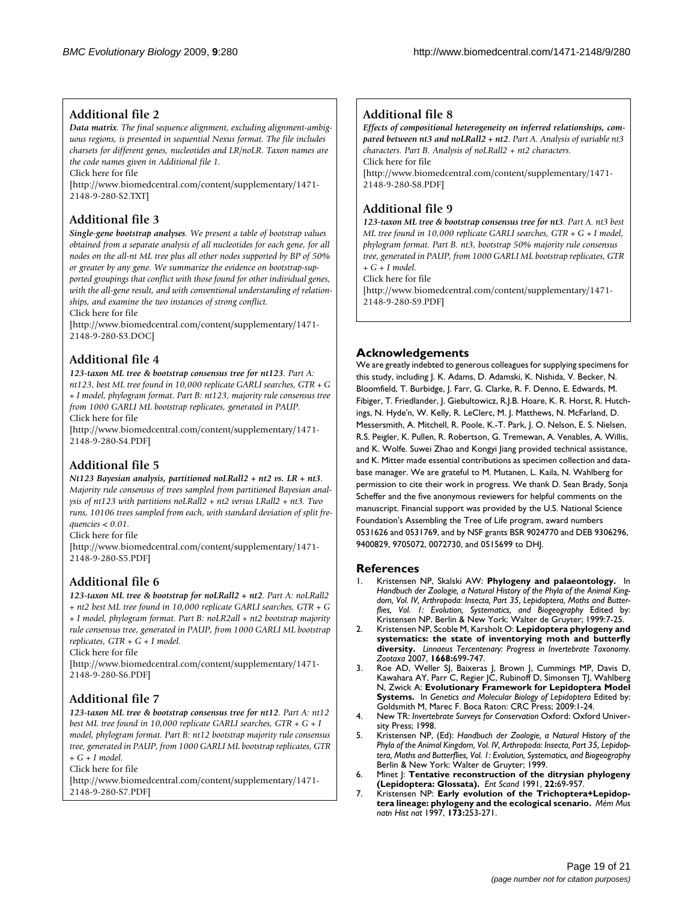## Additional file 2

***Data matrix**. The final sequence alignment, excluding alignment-ambiguous regions, is presented in sequential Nexus format. The file includes charsets for different genes, nucleotides and LR/noLR. Taxon names are the code names given in Additional file 1.*

Click here for file

[http://www.biomedcentral.com/content/supplementary/1471-2148-9-280-S2.TXT]

## Additional file 3

***Single-gene bootstrap analyses**. We present a table of bootstrap values obtained from a separate analysis of all nucleotides for each gene, for all nodes on the all-nt ML tree plus all other nodes supported by BP of 50% or greater by any gene. We summarize the evidence on bootstrap-supported groupings that conflict with those found for other individual genes, with the all-gene result, and with conventional understanding of relationships, and examine the two instances of strong conflict.*

Click here for file

[http://www.biomedcentral.com/content/supplementary/1471-2148-9-280-S3.DOC]

## Additional file 4

***123-taxon ML tree & bootstrap consensus tree for nt123**. Part A: nt123, best ML tree found in 10,000 replicate GARLI searches, GTR + G + I model, phylogram format. Part B: nt123, majority rule consensus tree from 1000 GARLI ML bootstrap replicates, generated in PAUP.*

Click here for file

[http://www.biomedcentral.com/content/supplementary/1471-2148-9-280-S4.PDF]

## Additional file 5

***Nt123 Bayesian analysis, partitioned noLRall2 + nt2 vs. LR + nt3**. Majority rule consensus of trees sampled from partitioned Bayesian analysis of nt123 with partitions noLRall2 + nt2 versus LRall2 + nt3. Two runs, 10106 trees sampled from each, with standard deviation of split frequencies < 0.01.*

Click here for file

[http://www.biomedcentral.com/content/supplementary/1471-2148-9-280-S5.PDF]

## Additional file 6

***123-taxon ML tree & bootstrap for noLRall2 + nt2**. Part A: noLRall2 + nt2 best ML tree found in 10,000 replicate GARLI searches, GTR + G + I model, phylogram format. Part B: noLR2all + nt2 bootstrap majority rule consensus tree, generated in PAUP, from 1000 GARLI ML bootstrap replicates, GTR + G + I model.*

Click here for file

[http://www.biomedcentral.com/content/supplementary/1471-2148-9-280-S6.PDF]

## Additional file 7

***123-taxon ML tree & bootstrap consensus tree for nt12**. Part A: nt12 best ML tree found in 10,000 replicate GARLI searches, GTR + G + I model, phylogram format. Part B: nt12 bootstrap majority rule consensus tree, generated in PAUP, from 1000 GARLI ML bootstrap replicates, GTR + G + I model.*

Click here for file

[http://www.biomedcentral.com/content/supplementary/1471-2148-9-280-S7.PDF]

## Additional file 8

***Effects of compositional heterogeneity on inferred relationships, compared between nt3 and noLRall2 + nt2**. Part A. Analysis of variable nt3 characters. Part B. Analysis of noLRall2 + nt2 characters.*

Click here for file

[http://www.biomedcentral.com/content/supplementary/1471-2148-9-280-S8.PDF]

## Additional file 9

***123-taxon ML tree & bootstrap consensus tree for nt3**. Part A. nt3 best ML tree found in 10,000 replicate GARLI searches, GTR + G + I model, phylogram format. Part B. nt3, bootstrap 50% majority rule consensus tree, generated in PAUP, from 1000 GARLI ML bootstrap replicates, GTR + G + I model.*

Click here for file

[http://www.biomedcentral.com/content/supplementary/1471-2148-9-280-S9.PDF]

## Acknowledgements

We are greatly indebted to generous colleagues for supplying specimens for this study, including J. K. Adams, D. Adamski, K. Nishida, V. Becker, N. Bloomfield, T. Burbidge, J. Farr, G. Clarke, R. F. Denno, E. Edwards, M. Fibiger, T. Friedlander, J. Giebultowicz, R.J.B. Hoare, K. R. Horst, R. Hutchings, N. Hyde'n, W. Kelly, R. LeClerc, M. J. Matthews, N. McFarland, D. Messersmith, A. Mitchell, R. Poole, K.-T. Park, J. O. Nelson, E. S. Nielsen, R.S. Peigler, K. Pullen, R. Robertson, G. Tremewan, A. Venables, A. Willis, and K. Wolfe. Suwei Zhao and Kongyi Jiang provided technical assistance, and K. Mitter made essential contributions as specimen collection and database manager. We are grateful to M. Mutanen, L. Kaila, N. Wahlberg for permission to cite their work in progress. We thank D. Sean Brady, Sonja Scheffer and the five anonymous reviewers for helpful comments on the manuscript. Financial support was provided by the U.S. National Science Foundation's Assembling the Tree of Life program, award numbers 0531626 and 0531769, and by NSF grants BSR 9024770 and DEB 9306296, 9400829, 9705072, 0072730, and 0515699 to DHJ.

## References

1. Kristensen NP, Skalski AW: **Phylogeny and palaeontology.** In *Handbuch der Zoologie, a Natural History of the Phyla of the Animal Kingdom, Vol. IV, Arthropoda: Insecta, Part 35, Lepidoptera, Moths and Butterflies, Vol. 1: Evolution, Systematics, and Biogeography* Edited by: Kristensen NP. Berlin & New York: Walter de Gruyter; 1999:7-25.
2. Kristensen NP, Scoble M, Karsholt O: **Lepidoptera phylogeny and systematics: the state of inventorying moth and butterfly diversity.** *Linnaeus Tercentenary: Progress in Invertebrate Taxonomy. Zootaxa* 2007, **1668:**699-747.
3. Roe AD, Weller SJ, Baixeras J, Brown J, Cummings MP, Davis D, Kawahara AY, Parr C, Regier JC, Rubinoff D, Simonsen TJ, Wahlberg N, Zwick A: **Evolutionary Framework for Lepidoptera Model Systems.** In *Genetics and Molecular Biology of Lepidoptera* Edited by: Goldsmith M, Marec F. Boca Raton: CRC Press; 2009:1-24.
4. New TR: *Invertebrate Surveys for Conservation* Oxford: Oxford University Press; 1998.
5. Kristensen NP, (Ed): *Handbuch der Zoologie, a Natural History of the Phyla of the Animal Kingdom, Vol. IV, Arthropoda: Insecta, Part 35, Lepidoptera, Moths and Butterflies, Vol. 1: Evolution, Systematics, and Biogeography* Berlin & New York: Walter de Gruyter; 1999.
6. Minet J: **Tentative reconstruction of the ditrysian phylogeny (Lepidoptera: Glossata).** *Ent Scand* 1991, **22:**69-957.
7. Kristensen NP: **Early evolution of the Trichoptera+Lepidoptera lineage: phylogeny and the ecological scenario.** *Mém Mus natn Hist nat* 1997, **173:**253-271.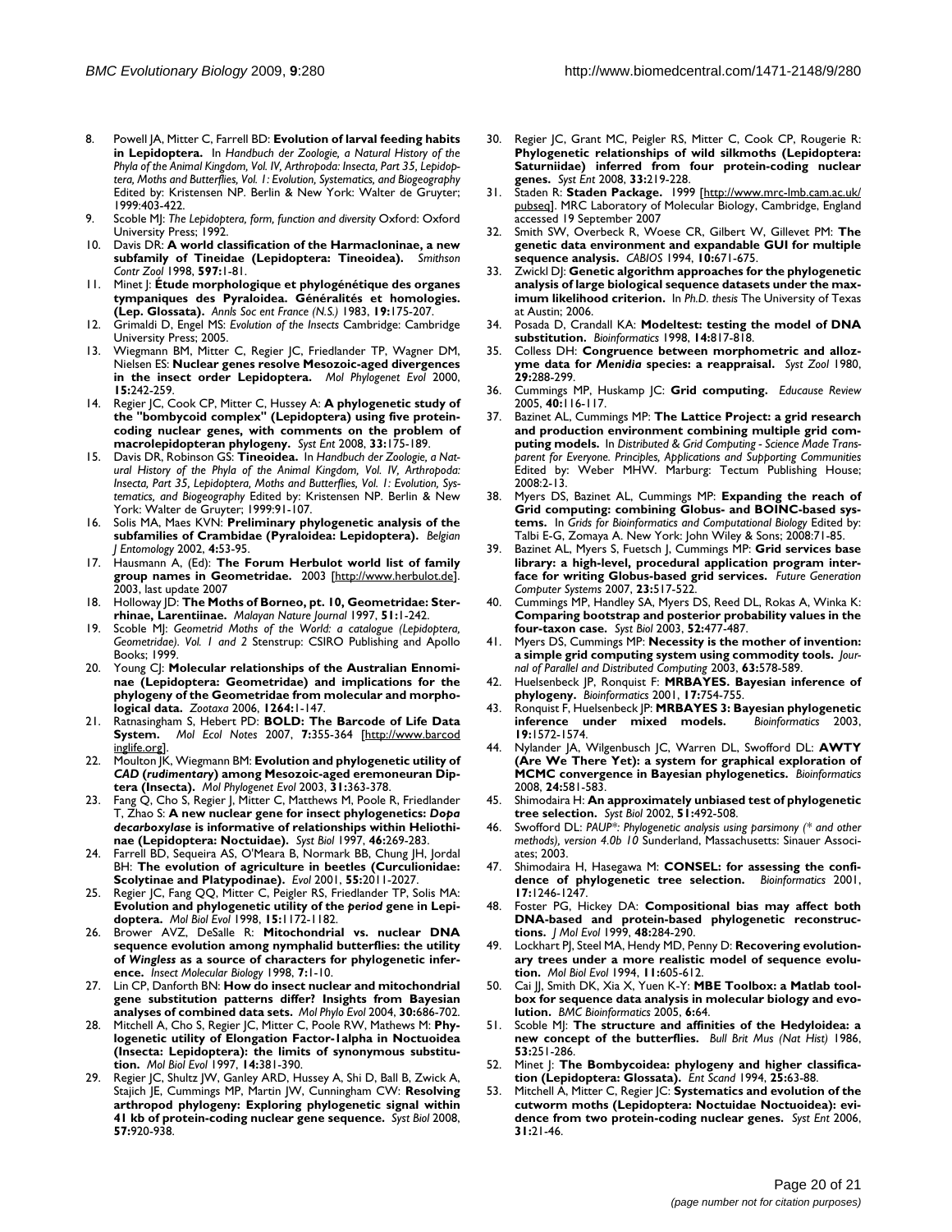8. Powell JA, Mitter C, Farrell BD: **Evolution of larval feeding habits in Lepidoptera.** In *Handbuch der Zoologie, a Natural History of the Phyla of the Animal Kingdom, Vol. IV, Arthropoda: Insecta, Part 35, Lepidoptera, Moths and Butterflies, Vol. 1: Evolution, Systematics, and Biogeography* Edited by: Kristensen NP. Berlin & New York: Walter de Gruyter; 1999:403-422.
9. Scoble MJ: *The Lepidoptera, form, function and diversity* Oxford: Oxford University Press; 1992.
10. Davis DR: **A world classification of the Harmacloninae, a new subfamily of Tineidae (Lepidoptera: Tineoidea).** *Smithson Contr Zool* 1998, **597:**1-81.
11. Minet J: **Étude morphologique et phylogénétique des organes tympaniques des Pyraloidea. Généralités et homologies. (Lep. Glossata).** *Annls Soc ent France (N.S.)* 1983, **19:**175-207.
12. Grimaldi D, Engel MS: *Evolution of the Insects* Cambridge: Cambridge University Press; 2005.
13. Wiegmann BM, Mitter C, Regier JC, Friedlander TP, Wagner DM, Nielsen ES: **Nuclear genes resolve Mesozoic-aged divergences in the insect order Lepidoptera.** *Mol Phylogenet Evol* 2000, **15:**242-259.
14. Regier JC, Cook CP, Mitter C, Hussey A: **A phylogenetic study of the "bombycoid complex" (Lepidoptera) using five protein-coding nuclear genes, with comments on the problem of macrolepidopteran phylogeny.** *Syst Ent* 2008, **33:**175-189.
15. Davis DR, Robinson GS: **Tineoidea.** In *Handbuch der Zoologie, a Natural History of the Phyla of the Animal Kingdom, Vol. IV, Arthropoda: Insecta, Part 35, Lepidoptera, Moths and Butterflies, Vol. 1: Evolution, Systematics, and Biogeography* Edited by: Kristensen NP. Berlin & New York: Walter de Gruyter; 1999:91-107.
16. Solis MA, Maes KVN: **Preliminary phylogenetic analysis of the subfamilies of Crambidae (Pyraloidea: Lepidoptera).** *Belgian J Entomology* 2002, **4:**53-95.
17. Hausmann A, (Ed): **The Forum Herbulot world list of family group names in Geometridae.** 2003 [http://www.herbulot.de]. 2003, last update 2007
18. Holloway JD: **The Moths of Borneo, pt. 10, Geometridae: Sterrhinae, Larentiinae.** *Malayan Nature Journal* 1997, **51:**1-242.
19. Scoble MJ: *Geometrid Moths of the World: a catalogue (Lepidoptera, Geometridae). Vol. 1 and 2* Stenstrup: CSIRO Publishing and Apollo Books; 1999.
20. Young CJ: **Molecular relationships of the Australian Ennominae (Lepidoptera: Geometridae) and implications for the phylogeny of the Geometridae from molecular and morphological data.** *Zootaxa* 2006, **1264:**1-147.
21. Ratnasingham S, Hebert PD: **BOLD: The Barcode of Life Data System.** *Mol Ecol Notes* 2007, **7:**355-364 [http://www.barcodinglife.org].
22. Moulton JK, Wiegmann BM: **Evolution and phylogenetic utility of *CAD* (*rudimentary*) among Mesozoic-aged eremoneuran Diptera (Insecta).** *Mol Phylogenet Evol* 2003, **31:**363-378.
23. Fang Q, Cho S, Regier J, Mitter C, Matthews M, Poole R, Friedlander T, Zhao S: **A new nuclear gene for insect phylogenetics: *Dopa decarboxylase* is informative of relationships within Heliothinae (Lepidoptera: Noctuidae).** *Syst Biol* 1997, **46:**269-283.
24. Farrell BD, Sequeira AS, O'Meara B, Normark BB, Chung JH, Jordal BH: **The evolution of agriculture in beetles (Curculionidae: Scolytinae and Platypodinae).** *Evol* 2001, **55:**2011-2027.
25. Regier JC, Fang QQ, Mitter C, Peigler RS, Friedlander TP, Solis MA: **Evolution and phylogenetic utility of the *period* gene in Lepidoptera.** *Mol Biol Evol* 1998, **15:**1172-1182.
26. Brower AVZ, DeSalle R: **Mitochondrial vs. nuclear DNA sequence evolution among nymphalid butterflies: the utility of *Wingless* as a source of characters for phylogenetic inference.** *Insect Molecular Biology* 1998, **7:**1-10.
27. Lin CP, Danforth BN: **How do insect nuclear and mitochondrial gene substitution patterns differ? Insights from Bayesian analyses of combined data sets.** *Mol Phylo Evol* 2004, **30:**686-702.
28. Mitchell A, Cho S, Regier JC, Mitter C, Poole RW, Mathews M: **Phylogenetic utility of Elongation Factor-1alpha in Noctuoidea (Insecta: Lepidoptera): the limits of synonymous substitution.** *Mol Biol Evol* 1997, **14:**381-390.
29. Regier JC, Shultz JW, Ganley ARD, Hussey A, Shi D, Ball B, Zwick A, Stajich JE, Cummings MP, Martin JW, Cunningham CW: **Resolving arthropod phylogeny: Exploring phylogenetic signal within 41 kb of protein-coding nuclear gene sequence.** *Syst Biol* 2008, **57:**920-938.
30. Regier JC, Grant MC, Peigler RS, Mitter C, Cook CP, Rougerie R: **Phylogenetic relationships of wild silkmoths (Lepidoptera: Saturniidae) inferred from four protein-coding nuclear genes.** *Syst Ent* 2008, **33:**219-228.
31. Staden R: **Staden Package.** 1999 [http://www.mrc-lmb.cam.ac.uk/pubseq]. MRC Laboratory of Molecular Biology, Cambridge, England accessed 19 September 2007
32. Smith SW, Overbeck R, Woese CR, Gilbert W, Gillevet PM: **The genetic data environment and expandable GUI for multiple sequence analysis.** *CABIOS* 1994, **10:**671-675.
33. Zwickl DJ: **Genetic algorithm approaches for the phylogenetic analysis of large biological sequence datasets under the maximum likelihood criterion.** In *Ph.D. thesis* The University of Texas at Austin; 2006.
34. Posada D, Crandall KA: **Modeltest: testing the model of DNA substitution.** *Bioinformatics* 1998, **14:**817-818.
35. Colless DH: **Congruence between morphometric and allozyme data for *Menidia* species: a reappraisal.** *Syst Zool* 1980, **29:**288-299.
36. Cummings MP, Huskamp JC: **Grid computing.** *Educause Review* 2005, **40:**116-117.
37. Bazinet AL, Cummings MP: **The Lattice Project: a grid research and production environment combining multiple grid computing models.** In *Distributed & Grid Computing - Science Made Transparent for Everyone. Principles, Applications and Supporting Communities* Edited by: Weber MHW. Marburg: Tectum Publishing House; 2008:2-13.
38. Myers DS, Bazinet AL, Cummings MP: **Expanding the reach of Grid computing: combining Globus- and BOINC-based systems.** In *Grids for Bioinformatics and Computational Biology* Edited by: Talbi E-G, Zomaya A. New York: John Wiley & Sons; 2008:71-85.
39. Bazinet AL, Myers S, Fuetsch J, Cummings MP: **Grid services base library: a high-level, procedural application program interface for writing Globus-based grid services.** *Future Generation Computer Systems* 2007, **23:**517-522.
40. Cummings MP, Handley SA, Myers DS, Reed DL, Rokas A, Winka K: **Comparing bootstrap and posterior probability values in the four-taxon case.** *Syst Biol* 2003, **52:**477-487.
41. Myers DS, Cummings MP: **Necessity is the mother of invention: a simple grid computing system using commodity tools.** *Journal of Parallel and Distributed Computing* 2003, **63:**578-589.
42. Huelsenbeck JP, Ronquist F: **MRBAYES. Bayesian inference of phylogeny.** *Bioinformatics* 2001, **17:**754-755.
43. Ronquist F, Huelsenbeck JP: **MRBAYES 3: Bayesian phylogenetic inference under mixed models.** *Bioinformatics* 2003, **19:**1572-1574.
44. Nylander JA, Wilgenbusch JC, Warren DL, Swofford DL: **AWTY (Are We There Yet): a system for graphical exploration of MCMC convergence in Bayesian phylogenetics.** *Bioinformatics* 2008, **24:**581-583.
45. Shimodaira H: **An approximately unbiased test of phylogenetic tree selection.** *Syst Biol* 2002, **51:**492-508.
46. Swofford DL: *PAUP\*: Phylogenetic analysis using parsimony (\* and other methods), version 4.0b 10* Sunderland, Massachusetts: Sinauer Associates; 2003.
47. Shimodaira H, Hasegawa M: **CONSEL: for assessing the confidence of phylogenetic tree selection.** *Bioinformatics* 2001, **17:**1246-1247.
48. Foster PG, Hickey DA: **Compositional bias may affect both DNA-based and protein-based phylogenetic reconstructions.** *J Mol Evol* 1999, **48:**284-290.
49. Lockhart PJ, Steel MA, Hendy MD, Penny D: **Recovering evolutionary trees under a more realistic model of sequence evolution.** *Mol Biol Evol* 1994, **11:**605-612.
50. Cai JJ, Smith DK, Xia X, Yuen K-Y: **MBE Toolbox: a Matlab toolbox for sequence data analysis in molecular biology and evolution.** *BMC Bioinformatics* 2005, **6:**64.
51. Scoble MJ: **The structure and affinities of the Hedyloidea: a new concept of the butterflies.** *Bull Brit Mus (Nat Hist)* 1986, **53:**251-286.
52. Minet J: **The Bombycoidea: phylogeny and higher classification (Lepidoptera: Glossata).** *Ent Scand* 1994, **25:**63-88.
53. Mitchell A, Mitter C, Regier JC: **Systematics and evolution of the cutworm moths (Lepidoptera: Noctuidae Noctuoidea): evidence from two protein-coding nuclear genes.** *Syst Ent* 2006, **31:**21-46.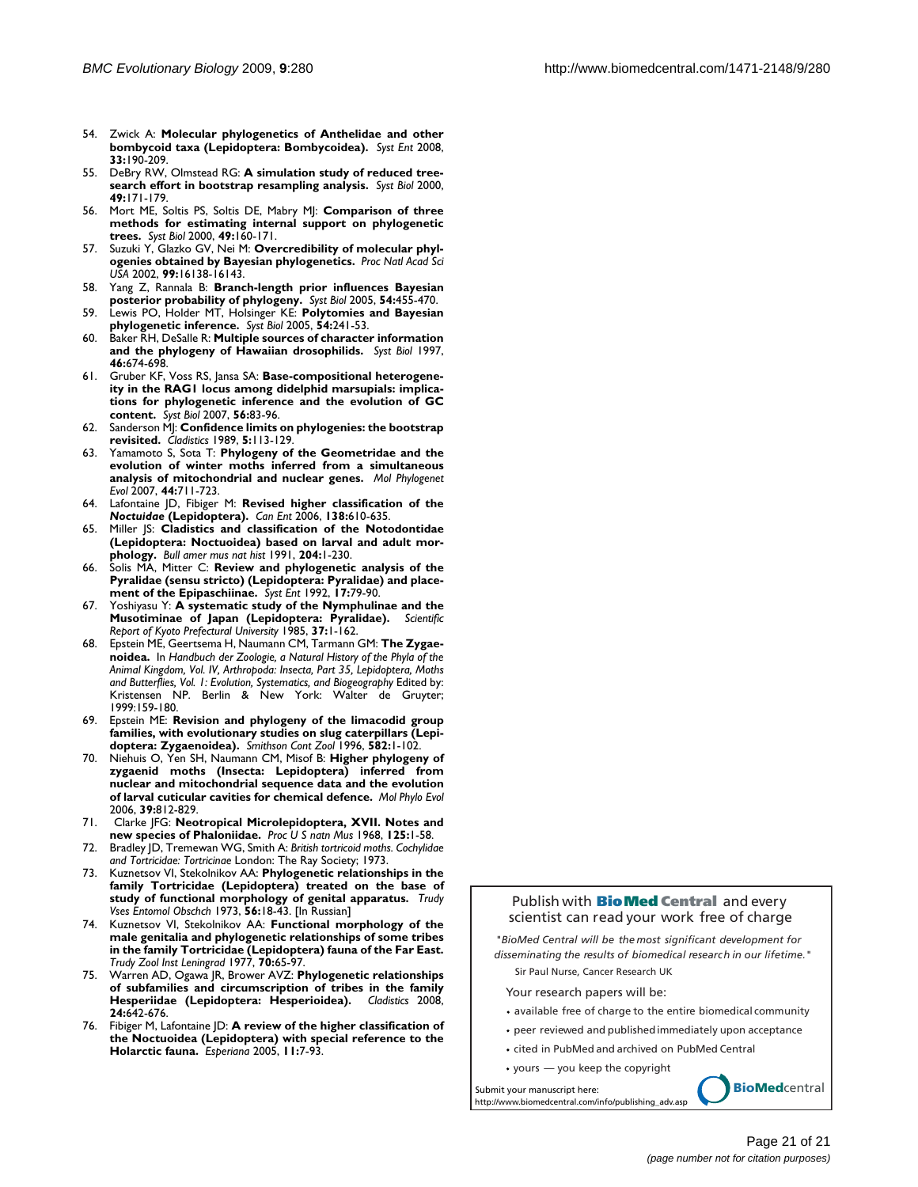54. Zwick A: **Molecular phylogenetics of Anthelidae and other bombycoid taxa (Lepidoptera: Bombycoidea).** *Syst Ent* 2008, **33:**190-209.
55. DeBry RW, Olmstead RG: **A simulation study of reduced tree-search effort in bootstrap resampling analysis.** *Syst Biol* 2000, **49:**171-179.
56. Mort ME, Soltis PS, Soltis DE, Mabry MJ: **Comparison of three methods for estimating internal support on phylogenetic trees.** *Syst Biol* 2000, **49:**160-171.
57. Suzuki Y, Glazko GV, Nei M: **Overcredibility of molecular phylogenies obtained by Bayesian phylogenetics.** *Proc Natl Acad Sci USA* 2002, **99:**16138-16143.
58. Yang Z, Rannala B: **Branch-length prior influences Bayesian posterior probability of phylogeny.** *Syst Biol* 2005, **54:**455-470.
59. Lewis PO, Holder MT, Holsinger KE: **Polytomies and Bayesian phylogenetic inference.** *Syst Biol* 2005, **54:**241-53.
60. Baker RH, DeSalle R: **Multiple sources of character information and the phylogeny of Hawaiian drosophilids.** *Syst Biol* 1997, **46:**674-698.
61. Gruber KF, Voss RS, Jansa SA: **Base-compositional heterogeneity in the RAG1 locus among didelphid marsupials: implications for phylogenetic inference and the evolution of GC content.** *Syst Biol* 2007, **56:**83-96.
62. Sanderson MJ: **Confidence limits on phylogenies: the bootstrap revisited.** *Cladistics* 1989, **5:**113-129.
63. Yamamoto S, Sota T: **Phylogeny of the Geometridae and the evolution of winter moths inferred from a simultaneous analysis of mitochondrial and nuclear genes.** *Mol Phylogenet Evol* 2007, **44:**711-723.
64. Lafontaine JD, Fibiger M: **Revised higher classification of the *Noctuidae* (Lepidoptera).** *Can Ent* 2006, **138:**610-635.
65. Miller JS: **Cladistics and classification of the Notodontidae (Lepidoptera: Noctuoidea) based on larval and adult morphology.** *Bull amer mus nat hist* 1991, **204:**1-230.
66. Solis MA, Mitter C: **Review and phylogenetic analysis of the Pyralidae (sensu stricto) (Lepidoptera: Pyralidae) and placement of the Epipaschiinae.** *Syst Ent* 1992, **17:**79-90.
67. Yoshiyasu Y: **A systematic study of the Nymphulinae and the Musotiminae of Japan (Lepidoptera: Pyralidae).** *Scientific Report of Kyoto Prefectural University* 1985, **37:**1-162.
68. Epstein ME, Geertsema H, Naumann CM, Tarmann GM: **The Zygaenoidea.** In *Handbuch der Zoologie, a Natural History of the Phyla of the Animal Kingdom, Vol. IV, Arthropoda: Insecta, Part 35, Lepidoptera, Moths and Butterflies, Vol. 1: Evolution, Systematics, and Biogeography* Edited by: Kristensen NP. Berlin & New York: Walter de Gruyter; 1999:159-180.
69. Epstein ME: **Revision and phylogeny of the limacodid group families, with evolutionary studies on slug caterpillars (Lepidoptera: Zygaenoidea).** *Smithson Cont Zool* 1996, **582:**1-102.
70. Niehuis O, Yen SH, Naumann CM, Misof B: **Higher phylogeny of zygaenid moths (Insecta: Lepidoptera) inferred from nuclear and mitochondrial sequence data and the evolution of larval cuticular cavities for chemical defence.** *Mol Phylo Evol* 2006, **39:**812-829.
71. Clarke JFG: **Neotropical Microlepidoptera, XVII. Notes and new species of Phaloniidae.** *Proc U S natn Mus* 1968, **125:**1-58.
72. Bradley JD, Tremewan WG, Smith A: *British tortricoid moths. Cochylidae and Tortricidae: Tortricinae* London: The Ray Society; 1973.
73. Kuznetsov VI, Stekolnikov AA: **Phylogenetic relationships in the family Tortricidae (Lepidoptera) treated on the base of study of functional morphology of genital apparatus.** *Trudy Vses Entomol Obschch* 1973, **56:**18-43. [In Russian]
74. Kuznetsov VI, Stekolnikov AA: **Functional morphology of the male genitalia and phylogenetic relationships of some tribes in the family Tortricidae (Lepidoptera) fauna of the Far East.** *Trudy Zool Inst Leningrad* 1977, **70:**65-97.
75. Warren AD, Ogawa JR, Brower AVZ: **Phylogenetic relationships of subfamilies and circumscription of tribes in the family Hesperiidae (Lepidoptera: Hesperioidea).** *Cladistics* 2008, **24:**642-676.
76. Fibiger M, Lafontaine JD: **A review of the higher classification of the Noctuoidea (Lepidoptera) with special reference to the Holarctic fauna.** *Esperiana* 2005, **11:**7-93.

Publish with **BioMed Central** and every scientist can read your work free of charge

*"BioMed Central will be the most significant development for disseminating the results of biomedical research in our lifetime."*
Sir Paul Nurse, Cancer Research UK

Your research papers will be:

- available free of charge to the entire biomedical community
- peer reviewed and published immediately upon acceptance
- cited in PubMed and archived on PubMed Central
- yours — you keep the copyright

Submit your manuscript here:
http://www.biomedcentral.com/info/publishing_adv.asp

BioMedcentral